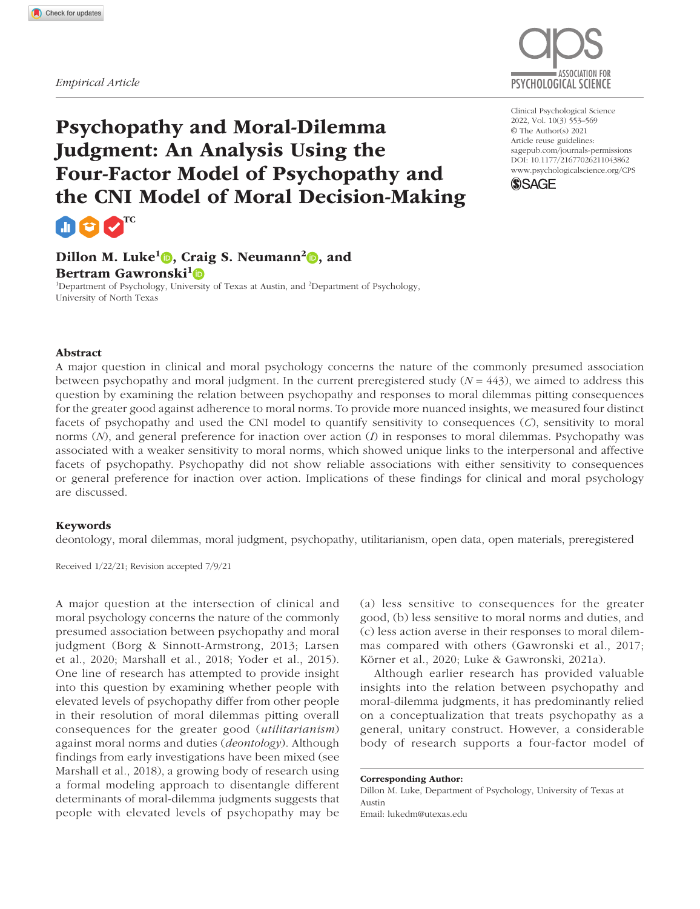Empirical Article

# Psychopathy and Moral-Dilemma Judgment: An Analysis Using the Four-Factor Model of Psychopathy and the CNI Model of Moral Decision-Making

Clinical Psychological Science
2022, Vol. 10(3) 553–569
© The Author(s) 2021
Article reuse guidelines:
sagepub.com/journals-permissions
DOI: 10.1177/21677026211043862
www.psychologicalscience.org/CPS

**Dillon M. Luke[1], Craig S. Neumann[2], and Bertram Gawronski[1]**

[1]Department of Psychology, University of Texas at Austin, and [2]Department of Psychology, University of North Texas

## Abstract

A major question in clinical and moral psychology concerns the nature of the commonly presumed association between psychopathy and moral judgment. In the current preregistered study ($N = 443$), we aimed to address this question by examining the relation between psychopathy and responses to moral dilemmas pitting consequences for the greater good against adherence to moral norms. To provide more nuanced insights, we measured four distinct facets of psychopathy and used the CNI model to quantify sensitivity to consequences ($C$), sensitivity to moral norms ($N$), and general preference for inaction over action ($I$) in responses to moral dilemmas. Psychopathy was associated with a weaker sensitivity to moral norms, which showed unique links to the interpersonal and affective facets of psychopathy. Psychopathy did not show reliable associations with either sensitivity to consequences or general preference for inaction over action. Implications of these findings for clinical and moral psychology are discussed.

## Keywords

deontology, moral dilemmas, moral judgment, psychopathy, utilitarianism, open data, open materials, preregistered

Received 1/22/21; Revision accepted 7/9/21

A major question at the intersection of clinical and moral psychology concerns the nature of the commonly presumed association between psychopathy and moral judgment (Borg & Sinnott-Armstrong, 2013; Larsen et al., 2020; Marshall et al., 2018; Yoder et al., 2015). One line of research has attempted to provide insight into this question by examining whether people with elevated levels of psychopathy differ from other people in their resolution of moral dilemmas pitting overall consequences for the greater good (*utilitarianism*) against moral norms and duties (*deontology*). Although findings from early investigations have been mixed (see Marshall et al., 2018), a growing body of research using a formal modeling approach to disentangle different determinants of moral-dilemma judgments suggests that people with elevated levels of psychopathy may be (a) less sensitive to consequences for the greater good, (b) less sensitive to moral norms and duties, and (c) less action averse in their responses to moral dilemmas compared with others (Gawronski et al., 2017; Körner et al., 2020; Luke & Gawronski, 2021a).

Although earlier research has provided valuable insights into the relation between psychopathy and moral-dilemma judgments, it has predominantly relied on a conceptualization that treats psychopathy as a general, unitary construct. However, a considerable body of research supports a four-factor model of

**Corresponding Author:**
Dillon M. Luke, Department of Psychology, University of Texas at Austin
Email: lukedm@utexas.edu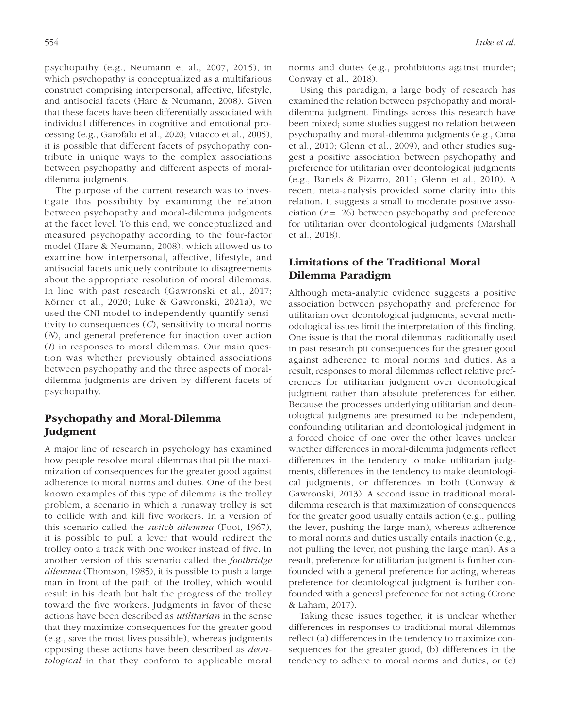psychopathy (e.g., Neumann et al., 2007, 2015), in which psychopathy is conceptualized as a multifarious construct comprising interpersonal, affective, lifestyle, and antisocial facets (Hare & Neumann, 2008). Given that these facets have been differentially associated with individual differences in cognitive and emotional processing (e.g., Garofalo et al., 2020; Vitacco et al., 2005), it is possible that different facets of psychopathy contribute in unique ways to the complex associations between psychopathy and different aspects of moral-dilemma judgments.

The purpose of the current research was to investigate this possibility by examining the relation between psychopathy and moral-dilemma judgments at the facet level. To this end, we conceptualized and measured psychopathy according to the four-factor model (Hare & Neumann, 2008), which allowed us to examine how interpersonal, affective, lifestyle, and antisocial facets uniquely contribute to disagreements about the appropriate resolution of moral dilemmas. In line with past research (Gawronski et al., 2017; Körner et al., 2020; Luke & Gawronski, 2021a), we used the CNI model to independently quantify sensitivity to consequences (*C*), sensitivity to moral norms (*N*), and general preference for inaction over action (*I*) in responses to moral dilemmas. Our main question was whether previously obtained associations between psychopathy and the three aspects of moral-dilemma judgments are driven by different facets of psychopathy.

## Psychopathy and Moral-Dilemma Judgment

A major line of research in psychology has examined how people resolve moral dilemmas that pit the maximization of consequences for the greater good against adherence to moral norms and duties. One of the best known examples of this type of dilemma is the trolley problem, a scenario in which a runaway trolley is set to collide with and kill five workers. In a version of this scenario called the *switch dilemma* (Foot, 1967), it is possible to pull a lever that would redirect the trolley onto a track with one worker instead of five. In another version of this scenario called the *footbridge dilemma* (Thomson, 1985), it is possible to push a large man in front of the path of the trolley, which would result in his death but halt the progress of the trolley toward the five workers. Judgments in favor of these actions have been described as *utilitarian* in the sense that they maximize consequences for the greater good (e.g., save the most lives possible), whereas judgments opposing these actions have been described as *deontological* in that they conform to applicable moral norms and duties (e.g., prohibitions against murder; Conway et al., 2018).

Using this paradigm, a large body of research has examined the relation between psychopathy and moral-dilemma judgment. Findings across this research have been mixed; some studies suggest no relation between psychopathy and moral-dilemma judgments (e.g., Cima et al., 2010; Glenn et al., 2009), and other studies suggest a positive association between psychopathy and preference for utilitarian over deontological judgments (e.g., Bartels & Pizarro, 2011; Glenn et al., 2010). A recent meta-analysis provided some clarity into this relation. It suggests a small to moderate positive association ($r = .26$) between psychopathy and preference for utilitarian over deontological judgments (Marshall et al., 2018).

## Limitations of the Traditional Moral Dilemma Paradigm

Although meta-analytic evidence suggests a positive association between psychopathy and preference for utilitarian over deontological judgments, several methodological issues limit the interpretation of this finding. One issue is that the moral dilemmas traditionally used in past research pit consequences for the greater good against adherence to moral norms and duties. As a result, responses to moral dilemmas reflect relative preferences for utilitarian judgment over deontological judgment rather than absolute preferences for either. Because the processes underlying utilitarian and deontological judgments are presumed to be independent, confounding utilitarian and deontological judgment in a forced choice of one over the other leaves unclear whether differences in moral-dilemma judgments reflect differences in the tendency to make utilitarian judgments, differences in the tendency to make deontological judgments, or differences in both (Conway & Gawronski, 2013). A second issue in traditional moral-dilemma research is that maximization of consequences for the greater good usually entails action (e.g., pulling the lever, pushing the large man), whereas adherence to moral norms and duties usually entails inaction (e.g., not pulling the lever, not pushing the large man). As a result, preference for utilitarian judgment is further confounded with a general preference for acting, whereas preference for deontological judgment is further confounded with a general preference for not acting (Crone & Laham, 2017).

Taking these issues together, it is unclear whether differences in responses to traditional moral dilemmas reflect (a) differences in the tendency to maximize consequences for the greater good, (b) differences in the tendency to adhere to moral norms and duties, or (c)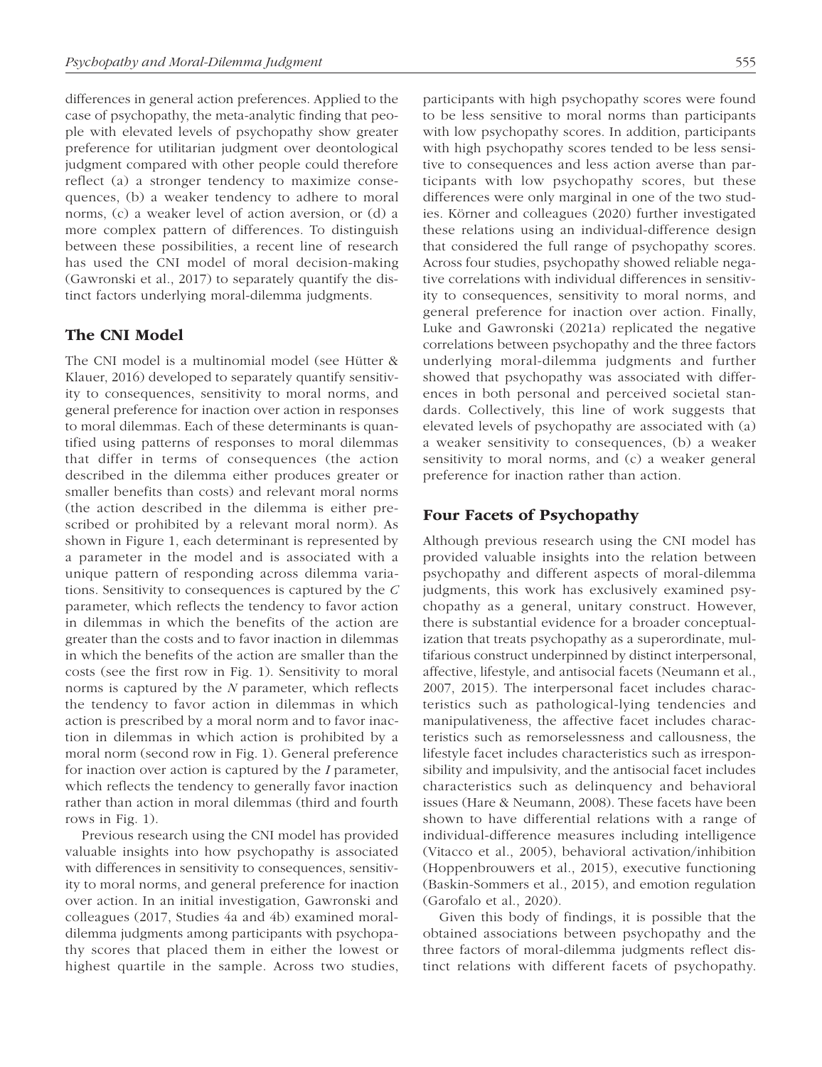differences in general action preferences. Applied to the case of psychopathy, the meta-analytic finding that people with elevated levels of psychopathy show greater preference for utilitarian judgment over deontological judgment compared with other people could therefore reflect (a) a stronger tendency to maximize consequences, (b) a weaker tendency to adhere to moral norms, (c) a weaker level of action aversion, or (d) a more complex pattern of differences. To distinguish between these possibilities, a recent line of research has used the CNI model of moral decision-making (Gawronski et al., 2017) to separately quantify the distinct factors underlying moral-dilemma judgments.

## The CNI Model

The CNI model is a multinomial model (see Hütter & Klauer, 2016) developed to separately quantify sensitivity to consequences, sensitivity to moral norms, and general preference for inaction over action in responses to moral dilemmas. Each of these determinants is quantified using patterns of responses to moral dilemmas that differ in terms of consequences (the action described in the dilemma either produces greater or smaller benefits than costs) and relevant moral norms (the action described in the dilemma is either prescribed or prohibited by a relevant moral norm). As shown in Figure 1, each determinant is represented by a parameter in the model and is associated with a unique pattern of responding across dilemma variations. Sensitivity to consequences is captured by the *C* parameter, which reflects the tendency to favor action in dilemmas in which the benefits of the action are greater than the costs and to favor inaction in dilemmas in which the benefits of the action are smaller than the costs (see the first row in Fig. 1). Sensitivity to moral norms is captured by the *N* parameter, which reflects the tendency to favor action in dilemmas in which action is prescribed by a moral norm and to favor inaction in dilemmas in which action is prohibited by a moral norm (second row in Fig. 1). General preference for inaction over action is captured by the *I* parameter, which reflects the tendency to generally favor inaction rather than action in moral dilemmas (third and fourth rows in Fig. 1).

Previous research using the CNI model has provided valuable insights into how psychopathy is associated with differences in sensitivity to consequences, sensitivity to moral norms, and general preference for inaction over action. In an initial investigation, Gawronski and colleagues (2017, Studies 4a and 4b) examined moral-dilemma judgments among participants with psychopathy scores that placed them in either the lowest or highest quartile in the sample. Across two studies, participants with high psychopathy scores were found to be less sensitive to moral norms than participants with low psychopathy scores. In addition, participants with high psychopathy scores tended to be less sensitive to consequences and less action averse than participants with low psychopathy scores, but these differences were only marginal in one of the two studies. Körner and colleagues (2020) further investigated these relations using an individual-difference design that considered the full range of psychopathy scores. Across four studies, psychopathy showed reliable negative correlations with individual differences in sensitivity to consequences, sensitivity to moral norms, and general preference for inaction over action. Finally, Luke and Gawronski (2021a) replicated the negative correlations between psychopathy and the three factors underlying moral-dilemma judgments and further showed that psychopathy was associated with differences in both personal and perceived societal standards. Collectively, this line of work suggests that elevated levels of psychopathy are associated with (a) a weaker sensitivity to consequences, (b) a weaker sensitivity to moral norms, and (c) a weaker general preference for inaction rather than action.

## Four Facets of Psychopathy

Although previous research using the CNI model has provided valuable insights into the relation between psychopathy and different aspects of moral-dilemma judgments, this work has exclusively examined psychopathy as a general, unitary construct. However, there is substantial evidence for a broader conceptualization that treats psychopathy as a superordinate, multifarious construct underpinned by distinct interpersonal, affective, lifestyle, and antisocial facets (Neumann et al., 2007, 2015). The interpersonal facet includes characteristics such as pathological-lying tendencies and manipulativeness, the affective facet includes characteristics such as remorselessness and callousness, the lifestyle facet includes characteristics such as irresponsibility and impulsivity, and the antisocial facet includes characteristics such as delinquency and behavioral issues (Hare & Neumann, 2008). These facets have been shown to have differential relations with a range of individual-difference measures including intelligence (Vitacco et al., 2005), behavioral activation/inhibition (Hoppenbrouwers et al., 2015), executive functioning (Baskin-Sommers et al., 2015), and emotion regulation (Garofalo et al., 2020).

Given this body of findings, it is possible that the obtained associations between psychopathy and the three factors of moral-dilemma judgments reflect distinct relations with different facets of psychopathy.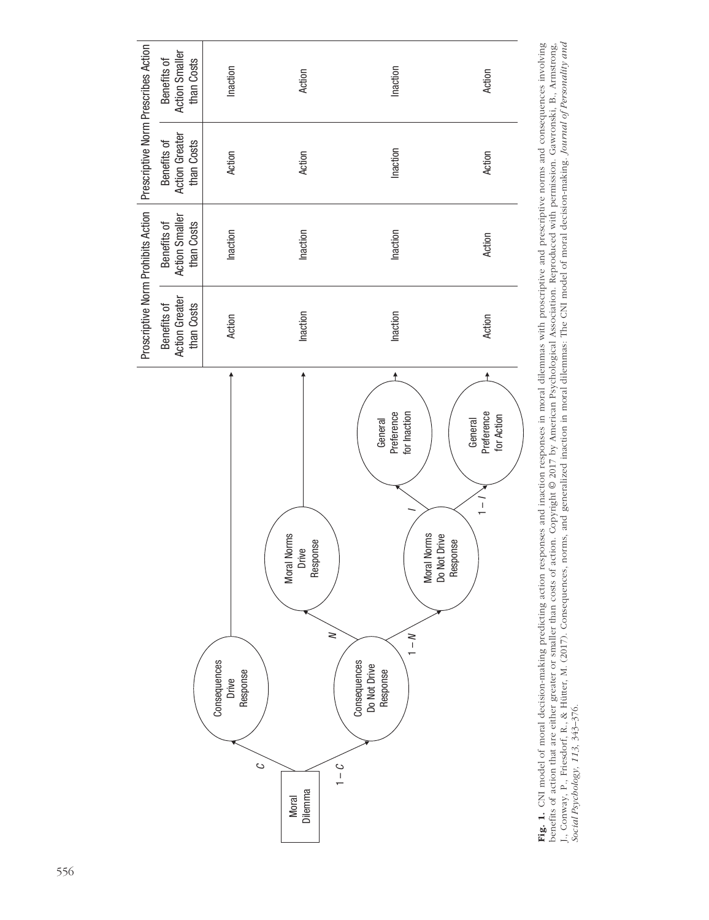Moral Dilemma

$C$

$1 - C$

Consequences Drive Response

Consequences Do Not Drive Response

$N$

$1 - N$

Moral Norms Drive Response

Moral Norms Do Not Drive Response

$I$

$1 - I$

General Preference for Inaction

General Preference for Action

| | Proscriptive Norm Prohibits Action | | Prescriptive Norm Prescribes Action | |
|---|---|---|---|---|
| | Benefits of Action Greater than Costs | Benefits of Action Smaller than Costs | Benefits of Action Greater than Costs | Benefits of Action Smaller than Costs |
| Consequences Drive Response | Action | Inaction | Action | Inaction |
| Moral Norms Drive Response | Inaction | Inaction | Action | Action |
| General Preference for Inaction | Inaction | Inaction | Inaction | Inaction |
| General Preference for Action | Action | Action | Action | Action |

**Fig. 1.** CNI model of moral decision-making predicting action responses and inaction responses in moral dilemmas with proscriptive and prescriptive norms and consequences involving benefits of action that are either greater or smaller than costs of action. Copyright © 2017 by American Psychological Association. Reproduced with permission. Gawronski, B., Armstrong, J., Conway, P., Friesdorf, R., & Hütter, M. (2017). Consequences, norms, and generalized inaction in moral dilemmas: The CNI model of moral decision-making. *Journal of Personality and Social Psychology, 113*, 343–376.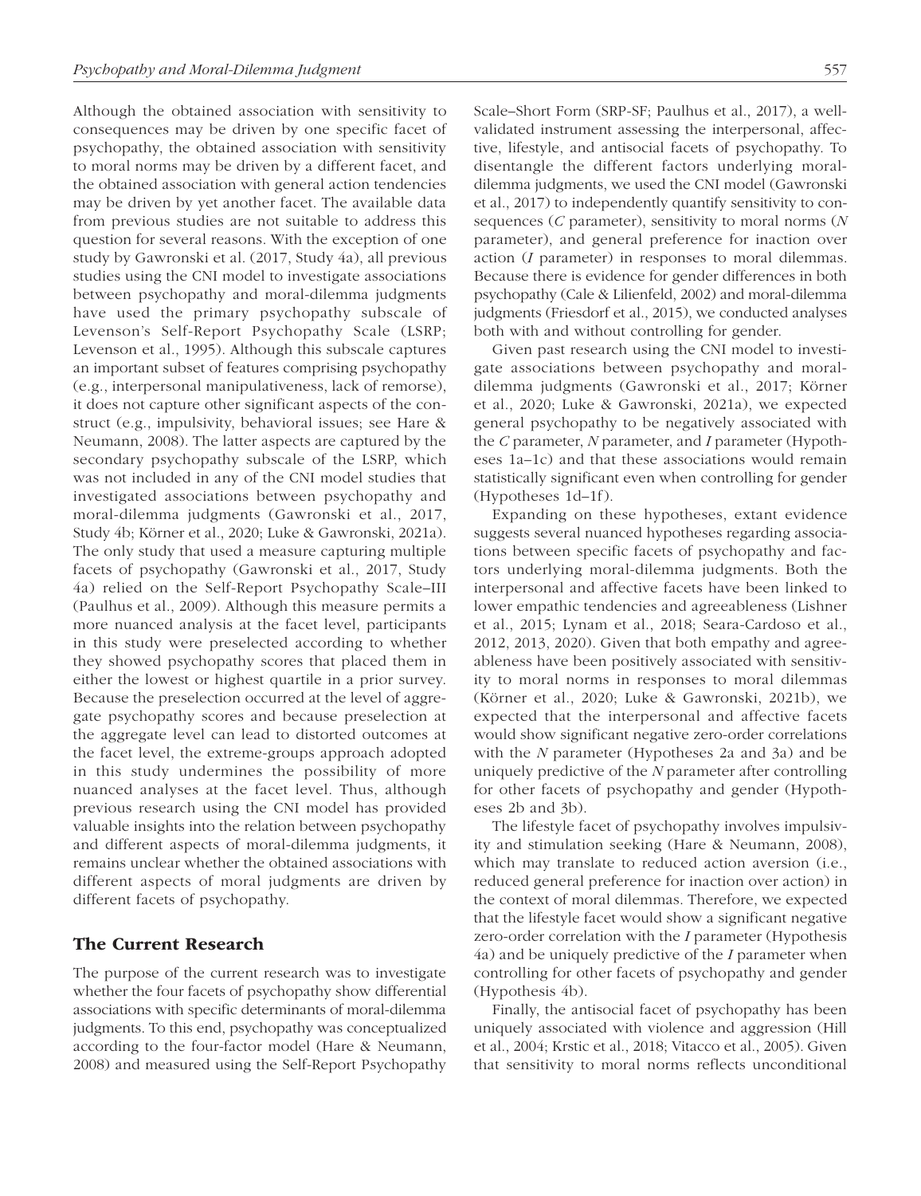Although the obtained association with sensitivity to consequences may be driven by one specific facet of psychopathy, the obtained association with sensitivity to moral norms may be driven by a different facet, and the obtained association with general action tendencies may be driven by yet another facet. The available data from previous studies are not suitable to address this question for several reasons. With the exception of one study by Gawronski et al. (2017, Study 4a), all previous studies using the CNI model to investigate associations between psychopathy and moral-dilemma judgments have used the primary psychopathy subscale of Levenson's Self-Report Psychopathy Scale (LSRP; Levenson et al., 1995). Although this subscale captures an important subset of features comprising psychopathy (e.g., interpersonal manipulativeness, lack of remorse), it does not capture other significant aspects of the construct (e.g., impulsivity, behavioral issues; see Hare & Neumann, 2008). The latter aspects are captured by the secondary psychopathy subscale of the LSRP, which was not included in any of the CNI model studies that investigated associations between psychopathy and moral-dilemma judgments (Gawronski et al., 2017, Study 4b; Körner et al., 2020; Luke & Gawronski, 2021a). The only study that used a measure capturing multiple facets of psychopathy (Gawronski et al., 2017, Study 4a) relied on the Self-Report Psychopathy Scale–III (Paulhus et al., 2009). Although this measure permits a more nuanced analysis at the facet level, participants in this study were preselected according to whether they showed psychopathy scores that placed them in either the lowest or highest quartile in a prior survey. Because the preselection occurred at the level of aggregate psychopathy scores and because preselection at the aggregate level can lead to distorted outcomes at the facet level, the extreme-groups approach adopted in this study undermines the possibility of more nuanced analyses at the facet level. Thus, although previous research using the CNI model has provided valuable insights into the relation between psychopathy and different aspects of moral-dilemma judgments, it remains unclear whether the obtained associations with different aspects of moral judgments are driven by different facets of psychopathy.

## The Current Research

The purpose of the current research was to investigate whether the four facets of psychopathy show differential associations with specific determinants of moral-dilemma judgments. To this end, psychopathy was conceptualized according to the four-factor model (Hare & Neumann, 2008) and measured using the Self-Report Psychopathy Scale–Short Form (SRP-SF; Paulhus et al., 2017), a well-validated instrument assessing the interpersonal, affective, lifestyle, and antisocial facets of psychopathy. To disentangle the different factors underlying moral-dilemma judgments, we used the CNI model (Gawronski et al., 2017) to independently quantify sensitivity to consequences (*C* parameter), sensitivity to moral norms (*N* parameter), and general preference for inaction over action (*I* parameter) in responses to moral dilemmas. Because there is evidence for gender differences in both psychopathy (Cale & Lilienfeld, 2002) and moral-dilemma judgments (Friesdorf et al., 2015), we conducted analyses both with and without controlling for gender.

Given past research using the CNI model to investigate associations between psychopathy and moral-dilemma judgments (Gawronski et al., 2017; Körner et al., 2020; Luke & Gawronski, 2021a), we expected general psychopathy to be negatively associated with the *C* parameter, *N* parameter, and *I* parameter (Hypotheses 1a–1c) and that these associations would remain statistically significant even when controlling for gender (Hypotheses 1d–1f).

Expanding on these hypotheses, extant evidence suggests several nuanced hypotheses regarding associations between specific facets of psychopathy and factors underlying moral-dilemma judgments. Both the interpersonal and affective facets have been linked to lower empathic tendencies and agreeableness (Lishner et al., 2015; Lynam et al., 2018; Seara-Cardoso et al., 2012, 2013, 2020). Given that both empathy and agreeableness have been positively associated with sensitivity to moral norms in responses to moral dilemmas (Körner et al., 2020; Luke & Gawronski, 2021b), we expected that the interpersonal and affective facets would show significant negative zero-order correlations with the *N* parameter (Hypotheses 2a and 3a) and be uniquely predictive of the *N* parameter after controlling for other facets of psychopathy and gender (Hypotheses 2b and 3b).

The lifestyle facet of psychopathy involves impulsivity and stimulation seeking (Hare & Neumann, 2008), which may translate to reduced action aversion (i.e., reduced general preference for inaction over action) in the context of moral dilemmas. Therefore, we expected that the lifestyle facet would show a significant negative zero-order correlation with the *I* parameter (Hypothesis 4a) and be uniquely predictive of the *I* parameter when controlling for other facets of psychopathy and gender (Hypothesis 4b).

Finally, the antisocial facet of psychopathy has been uniquely associated with violence and aggression (Hill et al., 2004; Krstic et al., 2018; Vitacco et al., 2005). Given that sensitivity to moral norms reflects unconditional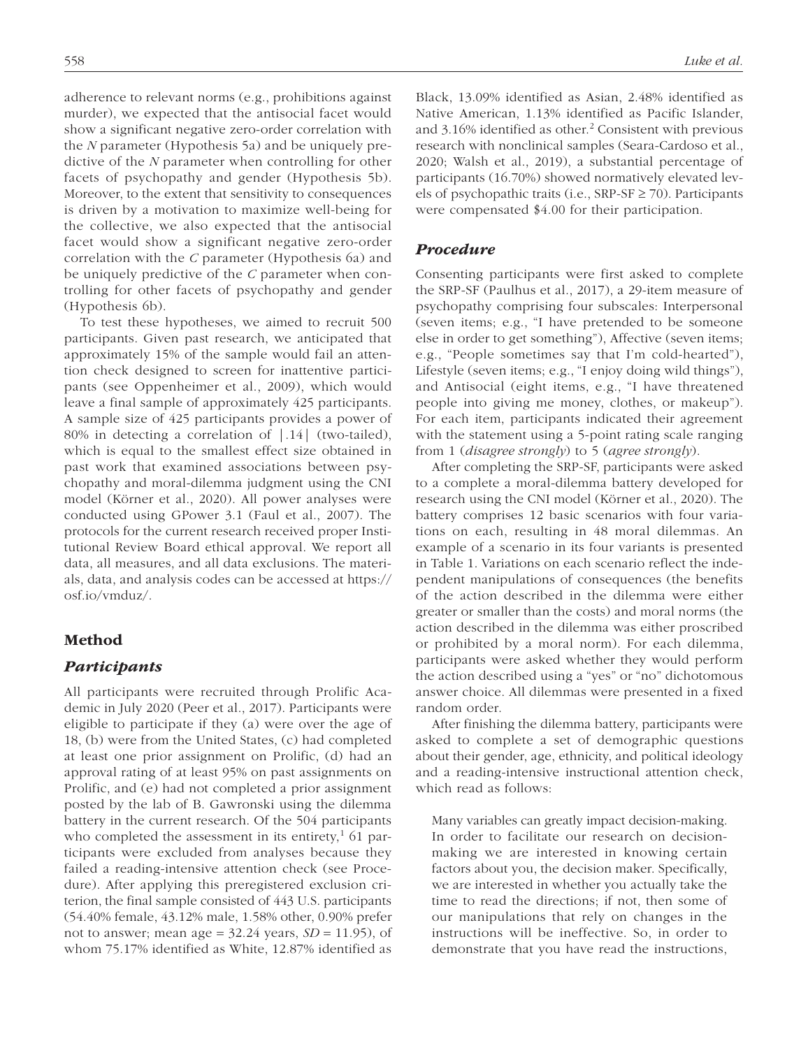adherence to relevant norms (e.g., prohibitions against murder), we expected that the antisocial facet would show a significant negative zero-order correlation with the *N* parameter (Hypothesis 5a) and be uniquely predictive of the *N* parameter when controlling for other facets of psychopathy and gender (Hypothesis 5b). Moreover, to the extent that sensitivity to consequences is driven by a motivation to maximize well-being for the collective, we also expected that the antisocial facet would show a significant negative zero-order correlation with the *C* parameter (Hypothesis 6a) and be uniquely predictive of the *C* parameter when controlling for other facets of psychopathy and gender (Hypothesis 6b).

To test these hypotheses, we aimed to recruit 500 participants. Given past research, we anticipated that approximately 15% of the sample would fail an attention check designed to screen for inattentive participants (see Oppenheimer et al., 2009), which would leave a final sample of approximately 425 participants. A sample size of 425 participants provides a power of 80% in detecting a correlation of |.14| (two-tailed), which is equal to the smallest effect size obtained in past work that examined associations between psychopathy and moral-dilemma judgment using the CNI model (Körner et al., 2020). All power analyses were conducted using GPower 3.1 (Faul et al., 2007). The protocols for the current research received proper Institutional Review Board ethical approval. We report all data, all measures, and all data exclusions. The materials, data, and analysis codes can be accessed at https://osf.io/vmduz/.

## Method

### Participants

All participants were recruited through Prolific Academic in July 2020 (Peer et al., 2017). Participants were eligible to participate if they (a) were over the age of 18, (b) were from the United States, (c) had completed at least one prior assignment on Prolific, (d) had an approval rating of at least 95% on past assignments on Prolific, and (e) had not completed a prior assignment posted by the lab of B. Gawronski using the dilemma battery in the current research. Of the 504 participants who completed the assessment in its entirety,[1] 61 participants were excluded from analyses because they failed a reading-intensive attention check (see Procedure). After applying this preregistered exclusion criterion, the final sample consisted of 443 U.S. participants (54.40% female, 43.12% male, 1.58% other, 0.90% prefer not to answer; mean age = 32.24 years, *SD* = 11.95), of whom 75.17% identified as White, 12.87% identified as Black, 13.09% identified as Asian, 2.48% identified as Native American, 1.13% identified as Pacific Islander, and 3.16% identified as other.[2] Consistent with previous research with nonclinical samples (Seara-Cardoso et al., 2020; Walsh et al., 2019), a substantial percentage of participants (16.70%) showed normatively elevated levels of psychopathic traits (i.e., SRP-SF ≥ 70). Participants were compensated $4.00 for their participation.

### Procedure

Consenting participants were first asked to complete the SRP-SF (Paulhus et al., 2017), a 29-item measure of psychopathy comprising four subscales: Interpersonal (seven items; e.g., "I have pretended to be someone else in order to get something"), Affective (seven items; e.g., "People sometimes say that I'm cold-hearted"), Lifestyle (seven items; e.g., "I enjoy doing wild things"), and Antisocial (eight items, e.g., "I have threatened people into giving me money, clothes, or makeup"). For each item, participants indicated their agreement with the statement using a 5-point rating scale ranging from 1 (*disagree strongly*) to 5 (*agree strongly*).

After completing the SRP-SF, participants were asked to a complete a moral-dilemma battery developed for research using the CNI model (Körner et al., 2020). The battery comprises 12 basic scenarios with four variations on each, resulting in 48 moral dilemmas. An example of a scenario in its four variants is presented in Table 1. Variations on each scenario reflect the independent manipulations of consequences (the benefits of the action described in the dilemma were either greater or smaller than the costs) and moral norms (the action described in the dilemma was either proscribed or prohibited by a moral norm). For each dilemma, participants were asked whether they would perform the action described using a "yes" or "no" dichotomous answer choice. All dilemmas were presented in a fixed random order.

After finishing the dilemma battery, participants were asked to complete a set of demographic questions about their gender, age, ethnicity, and political ideology and a reading-intensive instructional attention check, which read as follows:

> Many variables can greatly impact decision-making. In order to facilitate our research on decision-making we are interested in knowing certain factors about you, the decision maker. Specifically, we are interested in whether you actually take the time to read the directions; if not, then some of our manipulations that rely on changes in the instructions will be ineffective. So, in order to demonstrate that you have read the instructions,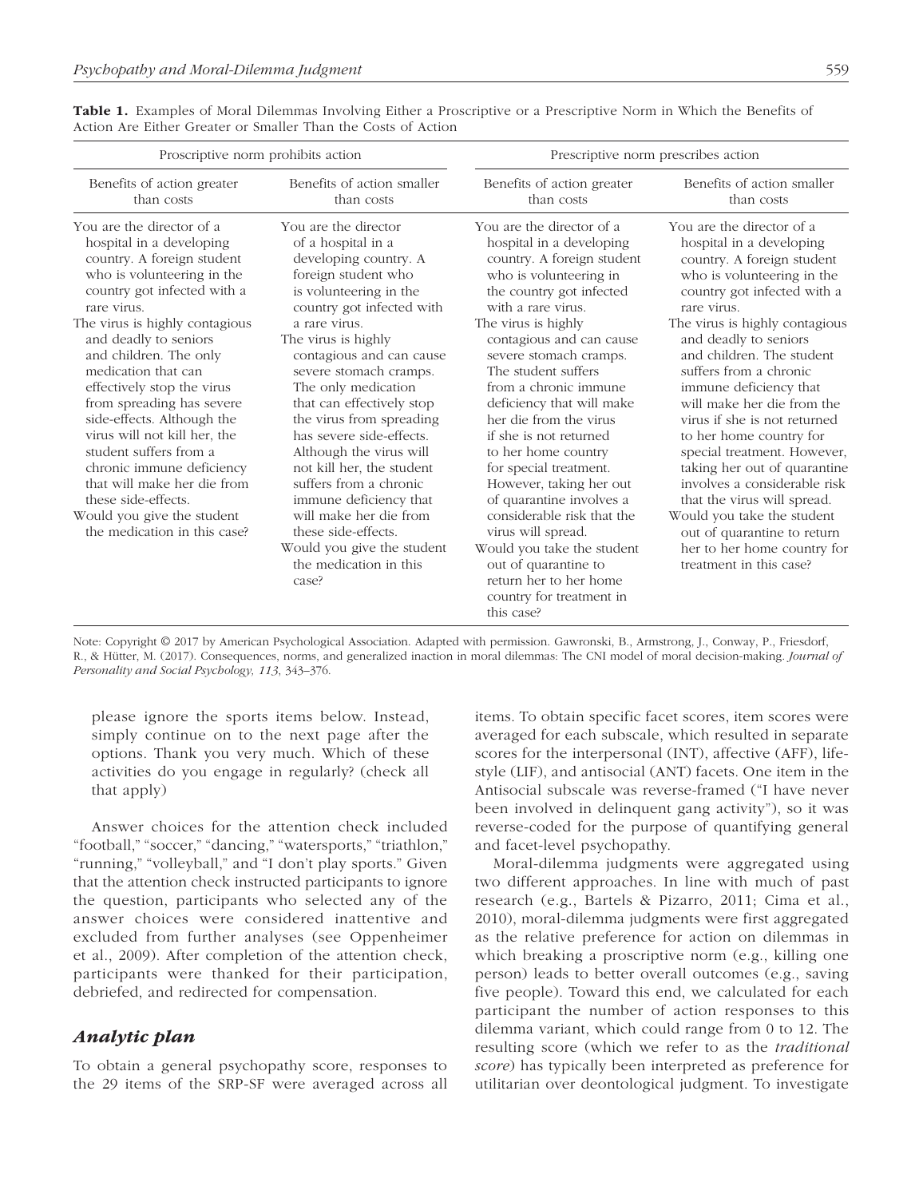**Table 1.** Examples of Moral Dilemmas Involving Either a Proscriptive or a Prescriptive Norm in Which the Benefits of Action Are Either Greater or Smaller Than the Costs of Action

| Proscriptive norm prohibits action | | Prescriptive norm prescribes action | |
|---|---|---|---|
| Benefits of action greater than costs | Benefits of action smaller than costs | Benefits of action greater than costs | Benefits of action smaller than costs |
| You are the director of a hospital in a developing country. A foreign student who is volunteering in the country got infected with a rare virus. The virus is highly contagious and deadly to seniors and children. The only medication that can effectively stop the virus from spreading has severe side-effects. Although the virus will not kill her, the student suffers from a chronic immune deficiency that will make her die from these side-effects. Would you give the student the medication in this case? | You are the director of a hospital in a developing country. A foreign student who is volunteering in the country got infected with a rare virus. The virus is highly contagious and can cause severe stomach cramps. The only medication that can effectively stop the virus from spreading has severe side-effects. Although the virus will not kill her, the student suffers from a chronic immune deficiency that will make her die from these side-effects. Would you give the student the medication in this case? | You are the director of a hospital in a developing country. A foreign student who is volunteering in the country got infected with a rare virus. The virus is highly contagious and can cause severe stomach cramps. The student suffers from a chronic immune deficiency that will make her die from the virus if she is not returned to her home country for special treatment. However, taking her out of quarantine involves a considerable risk that the virus will spread. Would you take the student out of quarantine to return her to her home country for treatment in this case? | You are the director of a hospital in a developing country. A foreign student who is volunteering in the country got infected with a rare virus. The virus is highly contagious and deadly to seniors and children. The student suffers from a chronic immune deficiency that will make her die from the virus if she is not returned to her home country for special treatment. However, taking her out of quarantine involves a considerable risk that the virus will spread. Would you take the student out of quarantine to return her to her home country for treatment in this case? |

Note: Copyright © 2017 by American Psychological Association. Adapted with permission. Gawronski, B., Armstrong, J., Conway, P., Friesdorf, R., & Hütter, M. (2017). Consequences, norms, and generalized inaction in moral dilemmas: The CNI model of moral decision-making. *Journal of Personality and Social Psychology, 113*, 343–376.

please ignore the sports items below. Instead, simply continue on to the next page after the options. Thank you very much. Which of these activities do you engage in regularly? (check all that apply)

Answer choices for the attention check included "football," "soccer," "dancing," "watersports," "triathlon," "running," "volleyball," and "I don't play sports." Given that the attention check instructed participants to ignore the question, participants who selected any of the answer choices were considered inattentive and excluded from further analyses (see Oppenheimer et al., 2009). After completion of the attention check, participants were thanked for their participation, debriefed, and redirected for compensation.

## *Analytic plan*

To obtain a general psychopathy score, responses to the 29 items of the SRP-SF were averaged across all items. To obtain specific facet scores, item scores were averaged for each subscale, which resulted in separate scores for the interpersonal (INT), affective (AFF), lifestyle (LIF), and antisocial (ANT) facets. One item in the Antisocial subscale was reverse-framed ("I have never been involved in delinquent gang activity"), so it was reverse-coded for the purpose of quantifying general and facet-level psychopathy.

Moral-dilemma judgments were aggregated using two different approaches. In line with much of past research (e.g., Bartels & Pizarro, 2011; Cima et al., 2010), moral-dilemma judgments were first aggregated as the relative preference for action on dilemmas in which breaking a proscriptive norm (e.g., killing one person) leads to better overall outcomes (e.g., saving five people). Toward this end, we calculated for each participant the number of action responses to this dilemma variant, which could range from 0 to 12. The resulting score (which we refer to as the *traditional score*) has typically been interpreted as preference for utilitarian over deontological judgment. To investigate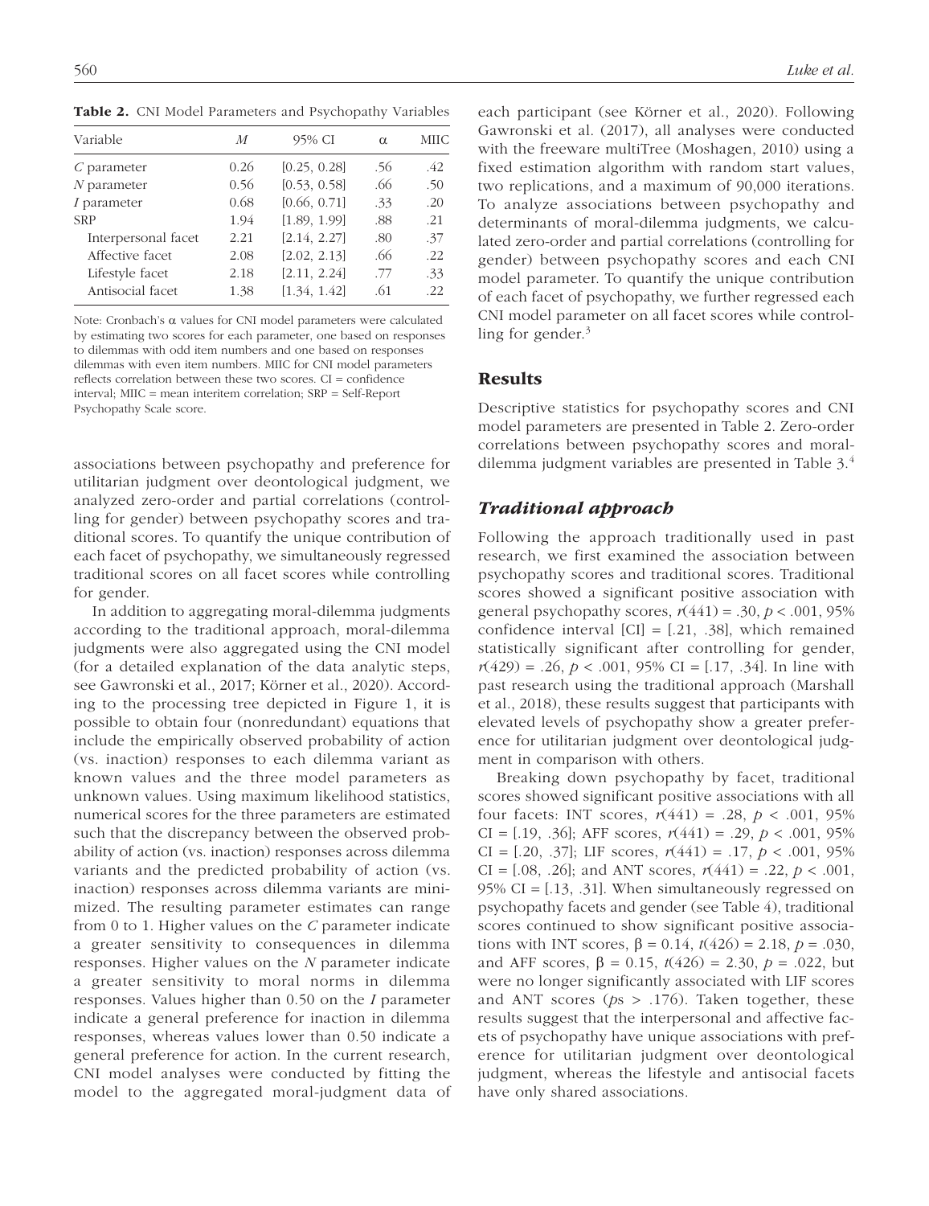**Table 2.** CNI Model Parameters and Psychopathy Variables

| Variable | $M$ | 95% CI | α | MIIC |
|---|---|---|---|---|
| $C$ parameter | 0.26 | [0.25, 0.28] | .56 | .42 |
| $N$ parameter | 0.56 | [0.53, 0.58] | .66 | .50 |
| $I$ parameter | 0.68 | [0.66, 0.71] | .33 | .20 |
| SRP | 1.94 | [1.89, 1.99] | .88 | .21 |
| Interpersonal facet | 2.21 | [2.14, 2.27] | .80 | .37 |
| Affective facet | 2.08 | [2.02, 2.13] | .66 | .22 |
| Lifestyle facet | 2.18 | [2.11, 2.24] | .77 | .33 |
| Antisocial facet | 1.38 | [1.34, 1.42] | .61 | .22 |

Note: Cronbach's α values for CNI model parameters were calculated by estimating two scores for each parameter, one based on responses to dilemmas with odd item numbers and one based on responses dilemmas with even item numbers. MIIC for CNI model parameters reflects correlation between these two scores. CI = confidence interval; MIIC = mean interitem correlation; SRP = Self-Report Psychopathy Scale score.

associations between psychopathy and preference for utilitarian judgment over deontological judgment, we analyzed zero-order and partial correlations (controlling for gender) between psychopathy scores and traditional scores. To quantify the unique contribution of each facet of psychopathy, we simultaneously regressed traditional scores on all facet scores while controlling for gender.

In addition to aggregating moral-dilemma judgments according to the traditional approach, moral-dilemma judgments were also aggregated using the CNI model (for a detailed explanation of the data analytic steps, see Gawronski et al., 2017; Körner et al., 2020). According to the processing tree depicted in Figure 1, it is possible to obtain four (nonredundant) equations that include the empirically observed probability of action (vs. inaction) responses to each dilemma variant as known values and the three model parameters as unknown values. Using maximum likelihood statistics, numerical scores for the three parameters are estimated such that the discrepancy between the observed probability of action (vs. inaction) responses across dilemma variants and the predicted probability of action (vs. inaction) responses across dilemma variants are minimized. The resulting parameter estimates can range from 0 to 1. Higher values on the $C$ parameter indicate a greater sensitivity to consequences in dilemma responses. Higher values on the $N$ parameter indicate a greater sensitivity to moral norms in dilemma responses. Values higher than 0.50 on the $I$ parameter indicate a general preference for inaction in dilemma responses, whereas values lower than 0.50 indicate a general preference for action. In the current research, CNI model analyses were conducted by fitting the model to the aggregated moral-judgment data of each participant (see Körner et al., 2020). Following Gawronski et al. (2017), all analyses were conducted with the freeware multiTree (Moshagen, 2010) using a fixed estimation algorithm with random start values, two replications, and a maximum of 90,000 iterations. To analyze associations between psychopathy and determinants of moral-dilemma judgments, we calculated zero-order and partial correlations (controlling for gender) between psychopathy scores and each CNI model parameter. To quantify the unique contribution of each facet of psychopathy, we further regressed each CNI model parameter on all facet scores while controlling for gender.[3]

## Results

Descriptive statistics for psychopathy scores and CNI model parameters are presented in Table 2. Zero-order correlations between psychopathy scores and moral-dilemma judgment variables are presented in Table 3.[4]

### *Traditional approach*

Following the approach traditionally used in past research, we first examined the association between psychopathy scores and traditional scores. Traditional scores showed a significant positive association with general psychopathy scores, $r(441) = .30$, $p < .001$, 95% confidence interval [CI] = [.21, .38], which remained statistically significant after controlling for gender, $r(429) = .26$, $p < .001$, 95% CI = [.17, .34]. In line with past research using the traditional approach (Marshall et al., 2018), these results suggest that participants with elevated levels of psychopathy show a greater preference for utilitarian judgment over deontological judgment in comparison with others.

Breaking down psychopathy by facet, traditional scores showed significant positive associations with all four facets: INT scores, $r(441) = .28$, $p < .001$, 95% CI = [.19, .36]; AFF scores, $r(441) = .29$, $p < .001$, 95% CI = [.20, .37]; LIF scores, $r(441) = .17$, $p < .001$, 95% CI = [.08, .26]; and ANT scores, $r(441) = .22$, $p < .001$, 95% CI = [.13, .31]. When simultaneously regressed on psychopathy facets and gender (see Table 4), traditional scores continued to show significant positive associations with INT scores, $\beta = 0.14$, $t(426) = 2.18$, $p = .030$, and AFF scores, $\beta = 0.15$, $t(426) = 2.30$, $p = .022$, but were no longer significantly associated with LIF scores and ANT scores ($p$s $> .176$). Taken together, these results suggest that the interpersonal and affective facets of psychopathy have unique associations with preference for utilitarian judgment over deontological judgment, whereas the lifestyle and antisocial facets have only shared associations.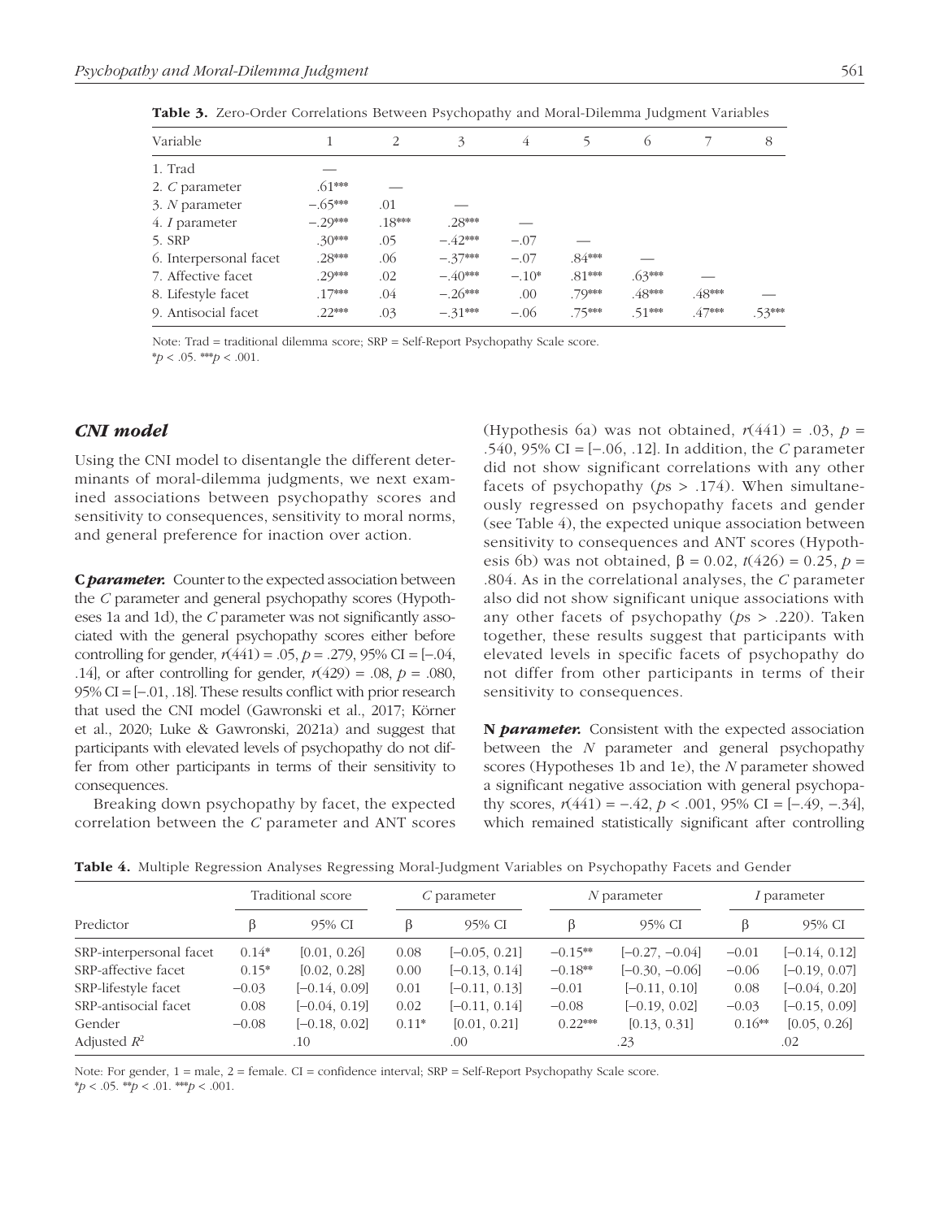**Table 3.** Zero-Order Correlations Between Psychopathy and Moral-Dilemma Judgment Variables

| Variable | 1 | 2 | 3 | 4 | 5 | 6 | 7 | 8 |
|---|---|---|---|---|---|---|---|---|
| 1. Trad | — | | | | | | | |
| 2. *C* parameter | .61*** | — | | | | | | |
| 3. *N* parameter | −.65*** | .01 | — | | | | | |
| 4. *I* parameter | −.29*** | .18*** | .28*** | — | | | | |
| 5. SRP | .30*** | .05 | −.42*** | −.07 | — | | | |
| 6. Interpersonal facet | .28*** | .06 | −.37*** | −.07 | .84*** | — | | |
| 7. Affective facet | .29*** | .02 | −.40*** | −.10* | .81*** | .63*** | — | |
| 8. Lifestyle facet | .17*** | .04 | −.26*** | .00 | .79*** | .48*** | .48*** | — |
| 9. Antisocial facet | .22*** | .03 | −.31*** | −.06 | .75*** | .51*** | .47*** | .53*** |

Note: Trad = traditional dilemma score; SRP = Self-Report Psychopathy Scale score.
*$p < .05$. ***$p < .001$.

### *CNI model*

Using the CNI model to disentangle the different determinants of moral-dilemma judgments, we next examined associations between psychopathy scores and sensitivity to consequences, sensitivity to moral norms, and general preference for inaction over action.

***C parameter.*** Counter to the expected association between the *C* parameter and general psychopathy scores (Hypotheses 1a and 1d), the *C* parameter was not significantly associated with the general psychopathy scores either before controlling for gender, $r(441) = .05$, $p = .279$, 95% CI = [−.04, .14], or after controlling for gender, $r(429) = .08$, $p = .080$, 95% CI = [−.01, .18]. These results conflict with prior research that used the CNI model (Gawronski et al., 2017; Körner et al., 2020; Luke & Gawronski, 2021a) and suggest that participants with elevated levels of psychopathy do not differ from other participants in terms of their sensitivity to consequences.

Breaking down psychopathy by facet, the expected correlation between the *C* parameter and ANT scores (Hypothesis 6a) was not obtained, $r(441) = .03$, $p = .540$, 95% CI = [−.06, .12]. In addition, the *C* parameter did not show significant correlations with any other facets of psychopathy ($p$s > .174). When simultaneously regressed on psychopathy facets and gender (see Table 4), the expected unique association between sensitivity to consequences and ANT scores (Hypothesis 6b) was not obtained, $\beta = 0.02$, $t(426) = 0.25$, $p = .804$. As in the correlational analyses, the *C* parameter also did not show significant unique associations with any other facets of psychopathy ($p$s > .220). Taken together, these results suggest that participants with elevated levels in specific facets of psychopathy do not differ from other participants in terms of their sensitivity to consequences.

***N parameter.*** Consistent with the expected association between the *N* parameter and general psychopathy scores (Hypotheses 1b and 1e), the *N* parameter showed a significant negative association with general psychopathy scores, $r(441) = −.42$, $p < .001$, 95% CI = [−.49, −.34], which remained statistically significant after controlling

**Table 4.** Multiple Regression Analyses Regressing Moral-Judgment Variables on Psychopathy Facets and Gender

| Predictor | Traditional score | | *C* parameter | | *N* parameter | | *I* parameter | |
|---|---|---|---|---|---|---|---|---|
| | β | 95% CI | β | 95% CI | β | 95% CI | β | 95% CI |
| SRP-interpersonal facet | 0.14* | [0.01, 0.26] | 0.08 | [−0.05, 0.21] | −0.15** | [−0.27, −0.04] | −0.01 | [−0.14, 0.12] |
| SRP-affective facet | 0.15* | [0.02, 0.28] | 0.00 | [−0.13, 0.14] | −0.18** | [−0.30, −0.06] | −0.06 | [−0.19, 0.07] |
| SRP-lifestyle facet | −0.03 | [−0.14, 0.09] | 0.01 | [−0.11, 0.13] | −0.01 | [−0.11, 0.10] | 0.08 | [−0.04, 0.20] |
| SRP-antisocial facet | 0.08 | [−0.04, 0.19] | 0.02 | [−0.11, 0.14] | −0.08 | [−0.19, 0.02] | −0.03 | [−0.15, 0.09] |
| Gender | −0.08 | [−0.18, 0.02] | 0.11* | [0.01, 0.21] | 0.22*** | [0.13, 0.31] | 0.16** | [0.05, 0.26] |
| Adjusted $R^2$ | .10 | | .00 | | .23 | | .02 | |

Note: For gender, 1 = male, 2 = female. CI = confidence interval; SRP = Self-Report Psychopathy Scale score.
*$p < .05$. **$p < .01$. ***$p < .001$.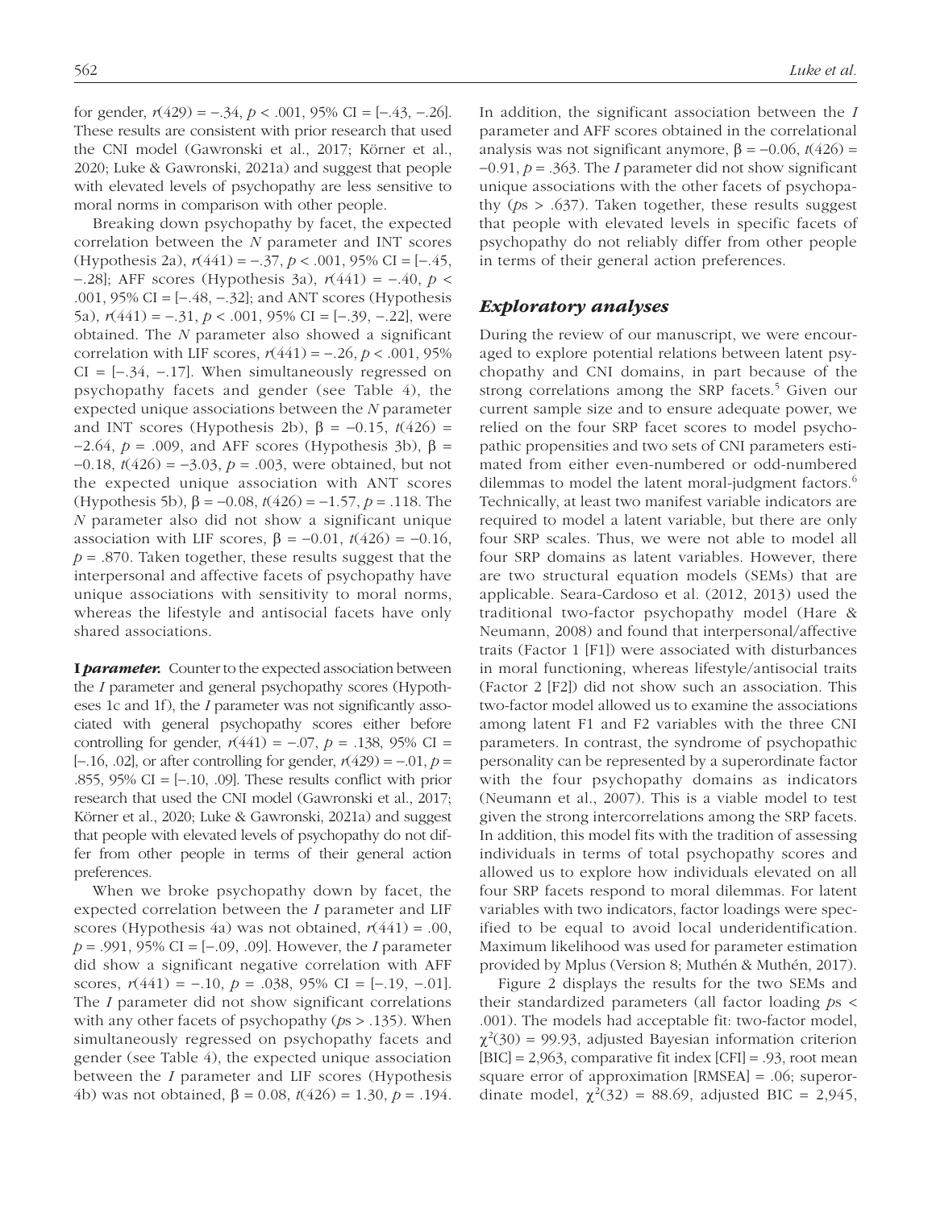for gender, $r(429) = -.34$, $p < .001$, 95% CI = [−.43, −.26]. These results are consistent with prior research that used the CNI model (Gawronski et al., 2017; Körner et al., 2020; Luke & Gawronski, 2021a) and suggest that people with elevated levels of psychopathy are less sensitive to moral norms in comparison with other people.

Breaking down psychopathy by facet, the expected correlation between the *N* parameter and INT scores (Hypothesis 2a), $r(441) = -.37$, $p < .001$, 95% CI = [−.45, −.28]; AFF scores (Hypothesis 3a), $r(441) = -.40$, $p < .001$, 95% CI = [−.48, −.32]; and ANT scores (Hypothesis 5a), $r(441) = -.31$, $p < .001$, 95% CI = [−.39, −.22], were obtained. The *N* parameter also showed a significant correlation with LIF scores, $r(441) = -.26$, $p < .001$, 95% CI = [−.34, −.17]. When simultaneously regressed on psychopathy facets and gender (see Table 4), the expected unique associations between the *N* parameter and INT scores (Hypothesis 2b), $\beta = -0.15$, $t(426) = -2.64$, $p = .009$, and AFF scores (Hypothesis 3b), $\beta = -0.18$, $t(426) = -3.03$, $p = .003$, were obtained, but not the expected unique association with ANT scores (Hypothesis 5b), $\beta = -0.08$, $t(426) = -1.57$, $p = .118$. The *N* parameter also did not show a significant unique association with LIF scores, $\beta = -0.01$, $t(426) = -0.16$, $p = .870$. Taken together, these results suggest that the interpersonal and affective facets of psychopathy have unique associations with sensitivity to moral norms, whereas the lifestyle and antisocial facets have only shared associations.

***I parameter.*** Counter to the expected association between the *I* parameter and general psychopathy scores (Hypotheses 1c and 1f), the *I* parameter was not significantly associated with general psychopathy scores either before controlling for gender, $r(441) = -.07$, $p = .138$, 95% CI = [−.16, .02], or after controlling for gender, $r(429) = -.01$, $p = .855$, 95% CI = [−.10, .09]. These results conflict with prior research that used the CNI model (Gawronski et al., 2017; Körner et al., 2020; Luke & Gawronski, 2021a) and suggest that people with elevated levels of psychopathy do not differ from other people in terms of their general action preferences.

When we broke psychopathy down by facet, the expected correlation between the *I* parameter and LIF scores (Hypothesis 4a) was not obtained, $r(441) = .00$, $p = .991$, 95% CI = [−.09, .09]. However, the *I* parameter did show a significant negative correlation with AFF scores, $r(441) = -.10$, $p = .038$, 95% CI = [−.19, −.01]. The *I* parameter did not show significant correlations with any other facets of psychopathy ($p$s > .135). When simultaneously regressed on psychopathy facets and gender (see Table 4), the expected unique association between the *I* parameter and LIF scores (Hypothesis 4b) was not obtained, $\beta = 0.08$, $t(426) = 1.30$, $p = .194$. In addition, the significant association between the *I* parameter and AFF scores obtained in the correlational analysis was not significant anymore, $\beta = -0.06$, $t(426) = -0.91$, $p = .363$. The *I* parameter did not show significant unique associations with the other facets of psychopathy ($p$s > .637). Taken together, these results suggest that people with elevated levels in specific facets of psychopathy do not reliably differ from other people in terms of their general action preferences.

### *Exploratory analyses*

During the review of our manuscript, we were encouraged to explore potential relations between latent psychopathy and CNI domains, in part because of the strong correlations among the SRP facets.[5] Given our current sample size and to ensure adequate power, we relied on the four SRP facet scores to model psychopathic propensities and two sets of CNI parameters estimated from either even-numbered or odd-numbered dilemmas to model the latent moral-judgment factors.[6] Technically, at least two manifest variable indicators are required to model a latent variable, but there are only four SRP scales. Thus, we were not able to model all four SRP domains as latent variables. However, there are two structural equation models (SEMs) that are applicable. Seara-Cardoso et al. (2012, 2013) used the traditional two-factor psychopathy model (Hare & Neumann, 2008) and found that interpersonal/affective traits (Factor 1 [F1]) were associated with disturbances in moral functioning, whereas lifestyle/antisocial traits (Factor 2 [F2]) did not show such an association. This two-factor model allowed us to examine the associations among latent F1 and F2 variables with the three CNI parameters. In contrast, the syndrome of psychopathic personality can be represented by a superordinate factor with the four psychopathy domains as indicators (Neumann et al., 2007). This is a viable model to test given the strong intercorrelations among the SRP facets. In addition, this model fits with the tradition of assessing individuals in terms of total psychopathy scores and allowed us to explore how individuals elevated on all four SRP facets respond to moral dilemmas. For latent variables with two indicators, factor loadings were specified to be equal to avoid local underidentification. Maximum likelihood was used for parameter estimation provided by Mplus (Version 8; Muthén & Muthén, 2017).

Figure 2 displays the results for the two SEMs and their standardized parameters (all factor loading $p$s < .001). The models had acceptable fit: two-factor model, $\chi^2(30) = 99.93$, adjusted Bayesian information criterion [BIC] = 2,963, comparative fit index [CFI] = .93, root mean square error of approximation [RMSEA] = .06; superordinate model, $\chi^2(32) = 88.69$, adjusted BIC = 2,945,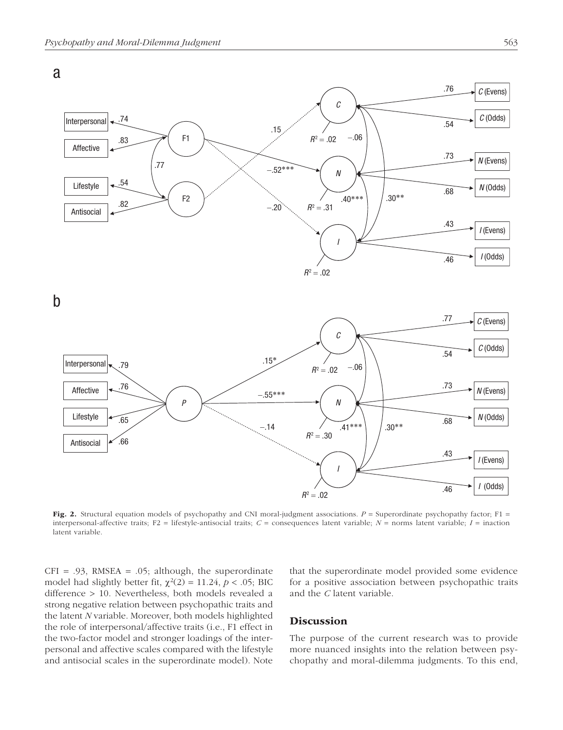a

Interpersonal
Affective
Lifestyle
Antisocial
.74
.83
.54
.82
.77
F1
F2
.15
−.52***
−.20
*C*
*N*
*I*
$R^2$ = .02
$R^2$ = .31
$R^2$ = .02
−.06
.40***
.30**
.76
.54
.73
.68
.43
.46
*C* (Evens)
*C* (Odds)
*N* (Evens)
*N* (Odds)
*I* (Evens)
*I* (Odds)

b

Interpersonal
Affective
Lifestyle
Antisocial
.79
.76
.65
.66
*P*
.15*
−.55***
−.14
*C*
*N*
*I*
$R^2$ = .02
$R^2$ = .30
$R^2$ = .02
−.06
.41***
.30**
.77
.54
.73
.68
.43
.46
*C* (Evens)
*C* (Odds)
*N* (Evens)
*N* (Odds)
*I* (Evens)
*I* (Odds)

**Fig. 2.** Structural equation models of psychopathy and CNI moral-judgment associations. *P* = Superordinate psychopathy factor; F1 = interpersonal-affective traits; F2 = lifestyle-antisocial traits; *C* = consequences latent variable; *N* = norms latent variable; *I* = inaction latent variable.

CFI = .93, RMSEA = .05; although, the superordinate model had slightly better fit, $\chi^2(2) = 11.24$, $p < .05$; BIC difference > 10. Nevertheless, both models revealed a strong negative relation between psychopathic traits and the latent *N* variable. Moreover, both models highlighted the role of interpersonal/affective traits (i.e., F1 effect in the two-factor model and stronger loadings of the interpersonal and affective scales compared with the lifestyle and antisocial scales in the superordinate model). Note that the superordinate model provided some evidence for a positive association between psychopathic traits and the *C* latent variable.

## Discussion

The purpose of the current research was to provide more nuanced insights into the relation between psychopathy and moral-dilemma judgments. To this end,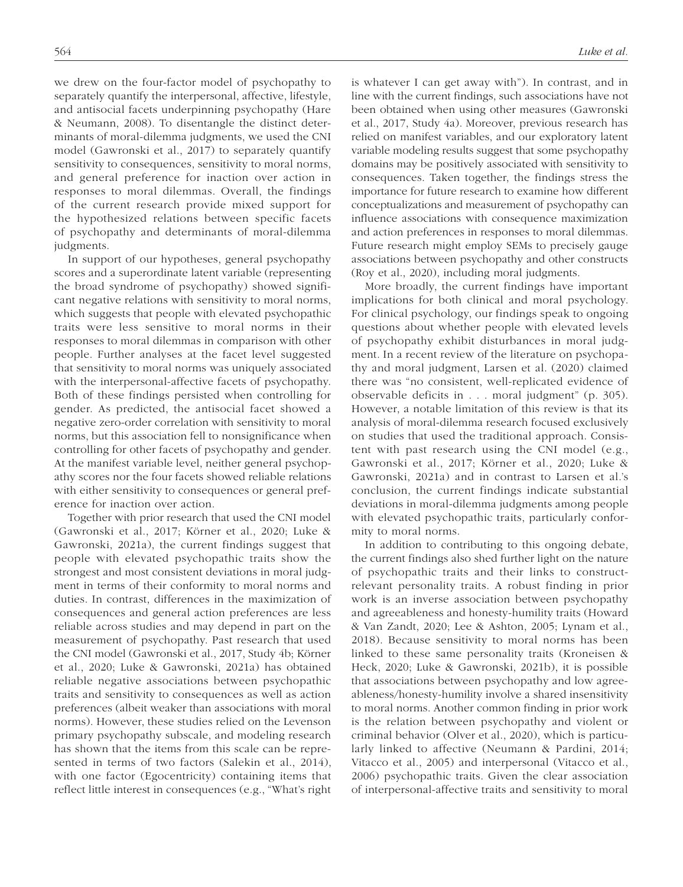we drew on the four-factor model of psychopathy to separately quantify the interpersonal, affective, lifestyle, and antisocial facets underpinning psychopathy (Hare & Neumann, 2008). To disentangle the distinct determinants of moral-dilemma judgments, we used the CNI model (Gawronski et al., 2017) to separately quantify sensitivity to consequences, sensitivity to moral norms, and general preference for inaction over action in responses to moral dilemmas. Overall, the findings of the current research provide mixed support for the hypothesized relations between specific facets of psychopathy and determinants of moral-dilemma judgments.

In support of our hypotheses, general psychopathy scores and a superordinate latent variable (representing the broad syndrome of psychopathy) showed significant negative relations with sensitivity to moral norms, which suggests that people with elevated psychopathic traits were less sensitive to moral norms in their responses to moral dilemmas in comparison with other people. Further analyses at the facet level suggested that sensitivity to moral norms was uniquely associated with the interpersonal-affective facets of psychopathy. Both of these findings persisted when controlling for gender. As predicted, the antisocial facet showed a negative zero-order correlation with sensitivity to moral norms, but this association fell to nonsignificance when controlling for other facets of psychopathy and gender. At the manifest variable level, neither general psychopathy scores nor the four facets showed reliable relations with either sensitivity to consequences or general preference for inaction over action.

Together with prior research that used the CNI model (Gawronski et al., 2017; Körner et al., 2020; Luke & Gawronski, 2021a), the current findings suggest that people with elevated psychopathic traits show the strongest and most consistent deviations in moral judgment in terms of their conformity to moral norms and duties. In contrast, differences in the maximization of consequences and general action preferences are less reliable across studies and may depend in part on the measurement of psychopathy. Past research that used the CNI model (Gawronski et al., 2017, Study 4b; Körner et al., 2020; Luke & Gawronski, 2021a) has obtained reliable negative associations between psychopathic traits and sensitivity to consequences as well as action preferences (albeit weaker than associations with moral norms). However, these studies relied on the Levenson primary psychopathy subscale, and modeling research has shown that the items from this scale can be represented in terms of two factors (Salekin et al., 2014), with one factor (Egocentricity) containing items that reflect little interest in consequences (e.g., "What's right is whatever I can get away with"). In contrast, and in line with the current findings, such associations have not been obtained when using other measures (Gawronski et al., 2017, Study 4a). Moreover, previous research has relied on manifest variables, and our exploratory latent variable modeling results suggest that some psychopathy domains may be positively associated with sensitivity to consequences. Taken together, the findings stress the importance for future research to examine how different conceptualizations and measurement of psychopathy can influence associations with consequence maximization and action preferences in responses to moral dilemmas. Future research might employ SEMs to precisely gauge associations between psychopathy and other constructs (Roy et al., 2020), including moral judgments.

More broadly, the current findings have important implications for both clinical and moral psychology. For clinical psychology, our findings speak to ongoing questions about whether people with elevated levels of psychopathy exhibit disturbances in moral judgment. In a recent review of the literature on psychopathy and moral judgment, Larsen et al. (2020) claimed there was "no consistent, well-replicated evidence of observable deficits in . . . moral judgment" (p. 305). However, a notable limitation of this review is that its analysis of moral-dilemma research focused exclusively on studies that used the traditional approach. Consistent with past research using the CNI model (e.g., Gawronski et al., 2017; Körner et al., 2020; Luke & Gawronski, 2021a) and in contrast to Larsen et al.'s conclusion, the current findings indicate substantial deviations in moral-dilemma judgments among people with elevated psychopathic traits, particularly conformity to moral norms.

In addition to contributing to this ongoing debate, the current findings also shed further light on the nature of psychopathic traits and their links to construct-relevant personality traits. A robust finding in prior work is an inverse association between psychopathy and agreeableness and honesty-humility traits (Howard & Van Zandt, 2020; Lee & Ashton, 2005; Lynam et al., 2018). Because sensitivity to moral norms has been linked to these same personality traits (Kroneisen & Heck, 2020; Luke & Gawronski, 2021b), it is possible that associations between psychopathy and low agreeableness/honesty-humility involve a shared insensitivity to moral norms. Another common finding in prior work is the relation between psychopathy and violent or criminal behavior (Olver et al., 2020), which is particularly linked to affective (Neumann & Pardini, 2014; Vitacco et al., 2005) and interpersonal (Vitacco et al., 2006) psychopathic traits. Given the clear association of interpersonal-affective traits and sensitivity to moral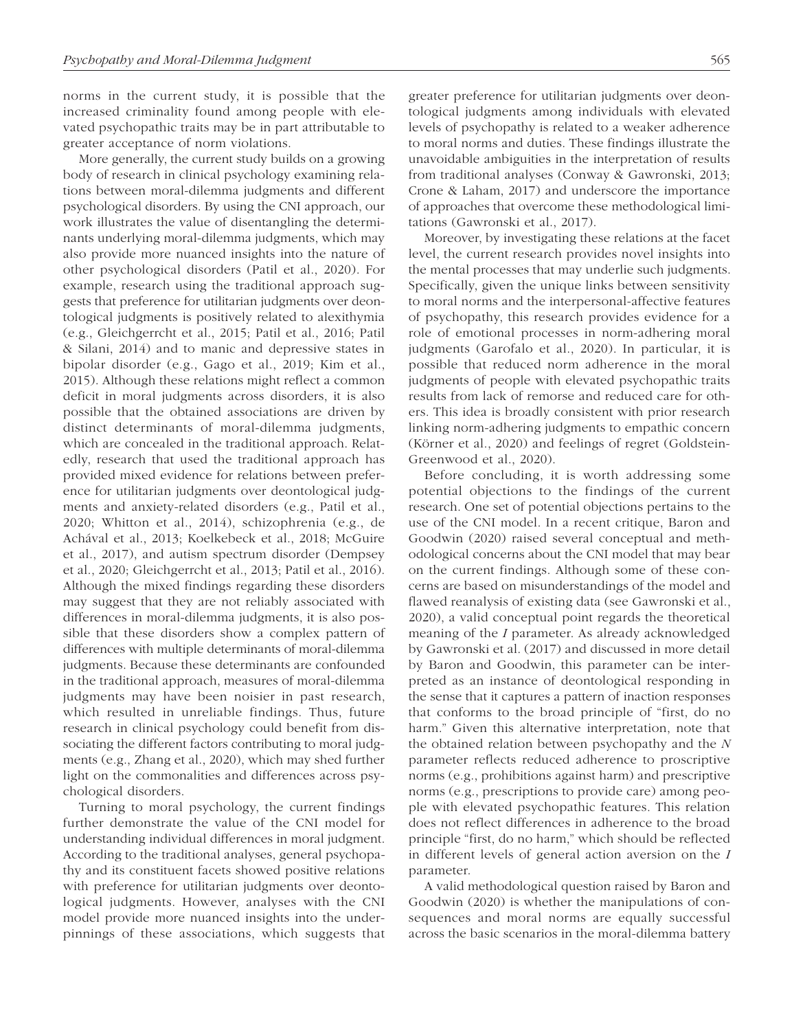norms in the current study, it is possible that the increased criminality found among people with elevated psychopathic traits may be in part attributable to greater acceptance of norm violations.

More generally, the current study builds on a growing body of research in clinical psychology examining relations between moral-dilemma judgments and different psychological disorders. By using the CNI approach, our work illustrates the value of disentangling the determinants underlying moral-dilemma judgments, which may also provide more nuanced insights into the nature of other psychological disorders (Patil et al., 2020). For example, research using the traditional approach suggests that preference for utilitarian judgments over deontological judgments is positively related to alexithymia (e.g., Gleichgerrcht et al., 2015; Patil et al., 2016; Patil & Silani, 2014) and to manic and depressive states in bipolar disorder (e.g., Gago et al., 2019; Kim et al., 2015). Although these relations might reflect a common deficit in moral judgments across disorders, it is also possible that the obtained associations are driven by distinct determinants of moral-dilemma judgments, which are concealed in the traditional approach. Relatedly, research that used the traditional approach has provided mixed evidence for relations between preference for utilitarian judgments over deontological judgments and anxiety-related disorders (e.g., Patil et al., 2020; Whitton et al., 2014), schizophrenia (e.g., de Achával et al., 2013; Koelkebeck et al., 2018; McGuire et al., 2017), and autism spectrum disorder (Dempsey et al., 2020; Gleichgerrcht et al., 2013; Patil et al., 2016). Although the mixed findings regarding these disorders may suggest that they are not reliably associated with differences in moral-dilemma judgments, it is also possible that these disorders show a complex pattern of differences with multiple determinants of moral-dilemma judgments. Because these determinants are confounded in the traditional approach, measures of moral-dilemma judgments may have been noisier in past research, which resulted in unreliable findings. Thus, future research in clinical psychology could benefit from dissociating the different factors contributing to moral judgments (e.g., Zhang et al., 2020), which may shed further light on the commonalities and differences across psychological disorders.

Turning to moral psychology, the current findings further demonstrate the value of the CNI model for understanding individual differences in moral judgment. According to the traditional analyses, general psychopathy and its constituent facets showed positive relations with preference for utilitarian judgments over deontological judgments. However, analyses with the CNI model provide more nuanced insights into the underpinnings of these associations, which suggests that greater preference for utilitarian judgments over deontological judgments among individuals with elevated levels of psychopathy is related to a weaker adherence to moral norms and duties. These findings illustrate the unavoidable ambiguities in the interpretation of results from traditional analyses (Conway & Gawronski, 2013; Crone & Laham, 2017) and underscore the importance of approaches that overcome these methodological limitations (Gawronski et al., 2017).

Moreover, by investigating these relations at the facet level, the current research provides novel insights into the mental processes that may underlie such judgments. Specifically, given the unique links between sensitivity to moral norms and the interpersonal-affective features of psychopathy, this research provides evidence for a role of emotional processes in norm-adhering moral judgments (Garofalo et al., 2020). In particular, it is possible that reduced norm adherence in the moral judgments of people with elevated psychopathic traits results from lack of remorse and reduced care for others. This idea is broadly consistent with prior research linking norm-adhering judgments to empathic concern (Körner et al., 2020) and feelings of regret (Goldstein-Greenwood et al., 2020).

Before concluding, it is worth addressing some potential objections to the findings of the current research. One set of potential objections pertains to the use of the CNI model. In a recent critique, Baron and Goodwin (2020) raised several conceptual and methodological concerns about the CNI model that may bear on the current findings. Although some of these concerns are based on misunderstandings of the model and flawed reanalysis of existing data (see Gawronski et al., 2020), a valid conceptual point regards the theoretical meaning of the *I* parameter. As already acknowledged by Gawronski et al. (2017) and discussed in more detail by Baron and Goodwin, this parameter can be interpreted as an instance of deontological responding in the sense that it captures a pattern of inaction responses that conforms to the broad principle of "first, do no harm." Given this alternative interpretation, note that the obtained relation between psychopathy and the *N* parameter reflects reduced adherence to proscriptive norms (e.g., prohibitions against harm) and prescriptive norms (e.g., prescriptions to provide care) among people with elevated psychopathic features. This relation does not reflect differences in adherence to the broad principle "first, do no harm," which should be reflected in different levels of general action aversion on the *I* parameter.

A valid methodological question raised by Baron and Goodwin (2020) is whether the manipulations of consequences and moral norms are equally successful across the basic scenarios in the moral-dilemma battery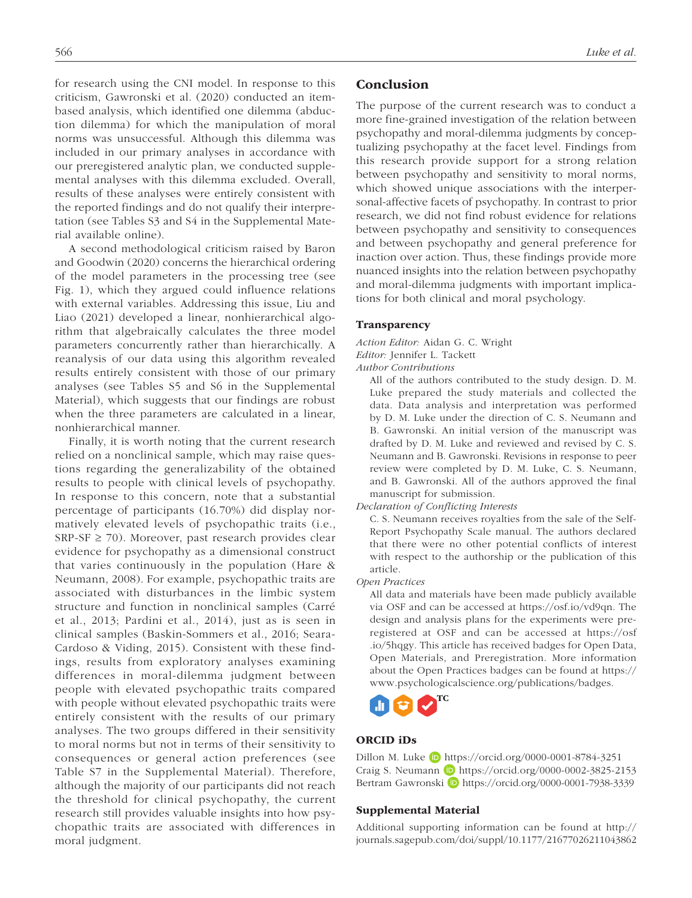for research using the CNI model. In response to this criticism, Gawronski et al. (2020) conducted an item-based analysis, which identified one dilemma (abduction dilemma) for which the manipulation of moral norms was unsuccessful. Although this dilemma was included in our primary analyses in accordance with our preregistered analytic plan, we conducted supplemental analyses with this dilemma excluded. Overall, results of these analyses were entirely consistent with the reported findings and do not qualify their interpretation (see Tables S3 and S4 in the Supplemental Material available online).

A second methodological criticism raised by Baron and Goodwin (2020) concerns the hierarchical ordering of the model parameters in the processing tree (see Fig. 1), which they argued could influence relations with external variables. Addressing this issue, Liu and Liao (2021) developed a linear, nonhierarchical algorithm that algebraically calculates the three model parameters concurrently rather than hierarchically. A reanalysis of our data using this algorithm revealed results entirely consistent with those of our primary analyses (see Tables S5 and S6 in the Supplemental Material), which suggests that our findings are robust when the three parameters are calculated in a linear, nonhierarchical manner.

Finally, it is worth noting that the current research relied on a nonclinical sample, which may raise questions regarding the generalizability of the obtained results to people with clinical levels of psychopathy. In response to this concern, note that a substantial percentage of participants (16.70%) did display normatively elevated levels of psychopathic traits (i.e., SRP-SF ≥ 70). Moreover, past research provides clear evidence for psychopathy as a dimensional construct that varies continuously in the population (Hare & Neumann, 2008). For example, psychopathic traits are associated with disturbances in the limbic system structure and function in nonclinical samples (Carré et al., 2013; Pardini et al., 2014), just as is seen in clinical samples (Baskin-Sommers et al., 2016; Seara-Cardoso & Viding, 2015). Consistent with these findings, results from exploratory analyses examining differences in moral-dilemma judgment between people with elevated psychopathic traits compared with people without elevated psychopathic traits were entirely consistent with the results of our primary analyses. The two groups differed in their sensitivity to moral norms but not in terms of their sensitivity to consequences or general action preferences (see Table S7 in the Supplemental Material). Therefore, although the majority of our participants did not reach the threshold for clinical psychopathy, the current research still provides valuable insights into how psychopathic traits are associated with differences in moral judgment.

## Conclusion

The purpose of the current research was to conduct a more fine-grained investigation of the relation between psychopathy and moral-dilemma judgments by conceptualizing psychopathy at the facet level. Findings from this research provide support for a strong relation between psychopathy and sensitivity to moral norms, which showed unique associations with the interpersonal-affective facets of psychopathy. In contrast to prior research, we did not find robust evidence for relations between psychopathy and sensitivity to consequences and between psychopathy and general preference for inaction over action. Thus, these findings provide more nuanced insights into the relation between psychopathy and moral-dilemma judgments with important implications for both clinical and moral psychology.

### Transparency

*Action Editor:* Aidan G. C. Wright

*Editor:* Jennifer L. Tackett

*Author Contributions*

All of the authors contributed to the study design. D. M. Luke prepared the study materials and collected the data. Data analysis and interpretation was performed by D. M. Luke under the direction of C. S. Neumann and B. Gawronski. An initial version of the manuscript was drafted by D. M. Luke and reviewed and revised by C. S. Neumann and B. Gawronski. Revisions in response to peer review were completed by D. M. Luke, C. S. Neumann, and B. Gawronski. All of the authors approved the final manuscript for submission.

*Declaration of Conflicting Interests*

C. S. Neumann receives royalties from the sale of the Self-Report Psychopathy Scale manual. The authors declared that there were no other potential conflicts of interest with respect to the authorship or the publication of this article.

*Open Practices*

All data and materials have been made publicly available via OSF and can be accessed at https://osf.io/vd9qn. The design and analysis plans for the experiments were preregistered at OSF and can be accessed at https://osf.io/5hqgy. This article has received badges for Open Data, Open Materials, and Preregistration. More information about the Open Practices badges can be found at https://www.psychologicalscience.org/publications/badges.

### ORCID iDs

Dillon M. Luke https://orcid.org/0000-0001-8784-3251

Craig S. Neumann https://orcid.org/0000-0002-3825-2153

Bertram Gawronski https://orcid.org/0000-0001-7938-3339

### Supplemental Material

Additional supporting information can be found at http://journals.sagepub.com/doi/suppl/10.1177/21677026211043862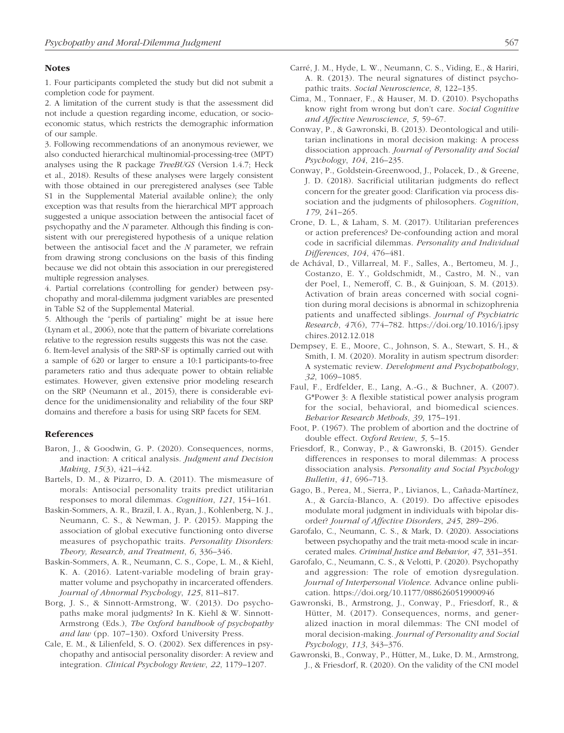## Notes

1. Four participants completed the study but did not submit a completion code for payment.

2. A limitation of the current study is that the assessment did not include a question regarding income, education, or socioeconomic status, which restricts the demographic information of our sample.

3. Following recommendations of an anonymous reviewer, we also conducted hierarchical multinomial-processing-tree (MPT) analyses using the R package *TreeBUGS* (Version 1.4.7; Heck et al., 2018). Results of these analyses were largely consistent with those obtained in our preregistered analyses (see Table S1 in the Supplemental Material available online); the only exception was that results from the hierarchical MPT approach suggested a unique association between the antisocial facet of psychopathy and the *N* parameter. Although this finding is consistent with our preregistered hypothesis of a unique relation between the antisocial facet and the *N* parameter, we refrain from drawing strong conclusions on the basis of this finding because we did not obtain this association in our preregistered multiple regression analyses.

4. Partial correlations (controlling for gender) between psychopathy and moral-dilemma judgment variables are presented in Table S2 of the Supplemental Material.

5. Although the "perils of partialing" might be at issue here (Lynam et al., 2006), note that the pattern of bivariate correlations relative to the regression results suggests this was not the case.

6. Item-level analysis of the SRP-SF is optimally carried out with a sample of 620 or larger to ensure a 10:1 participants-to-free parameters ratio and thus adequate power to obtain reliable estimates. However, given extensive prior modeling research on the SRP (Neumann et al., 2015), there is considerable evidence for the unidimensionality and reliability of the four SRP domains and therefore a basis for using SRP facets for SEM.

## References

Baron, J., & Goodwin, G. P. (2020). Consequences, norms, and inaction: A critical analysis. *Judgment and Decision Making*, *15*(3), 421–442.

Bartels, D. M., & Pizarro, D. A. (2011). The mismeasure of morals: Antisocial personality traits predict utilitarian responses to moral dilemmas. *Cognition*, *121*, 154–161.

Baskin-Sommers, A. R., Brazil, I. A., Ryan, J., Kohlenberg, N. J., Neumann, C. S., & Newman, J. P. (2015). Mapping the association of global executive functioning onto diverse measures of psychopathic traits. *Personality Disorders: Theory, Research, and Treatment*, *6*, 336–346.

Baskin-Sommers, A. R., Neumann, C. S., Cope, L. M., & Kiehl, K. A. (2016). Latent-variable modeling of brain gray-matter volume and psychopathy in incarcerated offenders. *Journal of Abnormal Psychology*, *125*, 811–817.

Borg, J. S., & Sinnott-Armstrong, W. (2013). Do psychopaths make moral judgments? In K. Kiehl & W. Sinnott-Armstrong (Eds.), *The Oxford handbook of psychopathy and law* (pp. 107–130). Oxford University Press.

Cale, E. M., & Lilienfeld, S. O. (2002). Sex differences in psychopathy and antisocial personality disorder: A review and integration. *Clinical Psychology Review*, *22*, 1179–1207.

Carré, J. M., Hyde, L. W., Neumann, C. S., Viding, E., & Hariri, A. R. (2013). The neural signatures of distinct psychopathic traits. *Social Neuroscience*, *8*, 122–135.

Cima, M., Tonnaer, F., & Hauser, M. D. (2010). Psychopaths know right from wrong but don't care. *Social Cognitive and Affective Neuroscience*, *5*, 59–67.

Conway, P., & Gawronski, B. (2013). Deontological and utilitarian inclinations in moral decision making: A process dissociation approach. *Journal of Personality and Social Psychology*, *104*, 216–235.

Conway, P., Goldstein-Greenwood, J., Polacek, D., & Greene, J. D. (2018). Sacrificial utilitarian judgments do reflect concern for the greater good: Clarification via process dissociation and the judgments of philosophers. *Cognition*, *179*, 241–265.

Crone, D. L., & Laham, S. M. (2017). Utilitarian preferences or action preferences? De-confounding action and moral code in sacrificial dilemmas. *Personality and Individual Differences*, *104*, 476–481.

de Achával, D., Villarreal, M. F., Salles, A., Bertomeu, M. J., Costanzo, E. Y., Goldschmidt, M., Castro, M. N., van der Poel, I., Nemeroff, C. B., & Guinjoan, S. M. (2013). Activation of brain areas concerned with social cognition during moral decisions is abnormal in schizophrenia patients and unaffected siblings. *Journal of Psychiatric Research*, *47*(6), 774–782. https://doi.org/10.1016/j.jpsychires.2012.12.018

Dempsey, E. E., Moore, C., Johnson, S. A., Stewart, S. H., & Smith, I. M. (2020). Morality in autism spectrum disorder: A systematic review. *Development and Psychopathology*, *32*, 1069–1085.

Faul, F., Erdfelder, E., Lang, A.-G., & Buchner, A. (2007). G*Power 3: A flexible statistical power analysis program for the social, behavioral, and biomedical sciences. *Behavior Research Methods*, *39*, 175–191.

Foot, P. (1967). The problem of abortion and the doctrine of double effect. *Oxford Review*, *5*, 5–15.

Friesdorf, R., Conway, P., & Gawronski, B. (2015). Gender differences in responses to moral dilemmas: A process dissociation analysis. *Personality and Social Psychology Bulletin*, *41*, 696–713.

Gago, B., Perea, M., Sierra, P., Livianos, L., Cañada-Martínez, A., & García-Blanco, A. (2019). Do affective episodes modulate moral judgment in individuals with bipolar disorder? *Journal of Affective Disorders*, *245*, 289–296.

Garofalo, C., Neumann, C. S., & Mark, D. (2020). Associations between psychopathy and the trait meta-mood scale in incarcerated males. *Criminal Justice and Behavior*, *47*, 331–351.

Garofalo, C., Neumann, C. S., & Velotti, P. (2020). Psychopathy and aggression: The role of emotion dysregulation. *Journal of Interpersonal Violence*. Advance online publication. https://doi.org/10.1177/0886260519900946

Gawronski, B., Armstrong, J., Conway, P., Friesdorf, R., & Hütter, M. (2017). Consequences, norms, and generalized inaction in moral dilemmas: The CNI model of moral decision-making. *Journal of Personality and Social Psychology*, *113*, 343–376.

Gawronski, B., Conway, P., Hütter, M., Luke, D. M., Armstrong, J., & Friesdorf, R. (2020). On the validity of the CNI model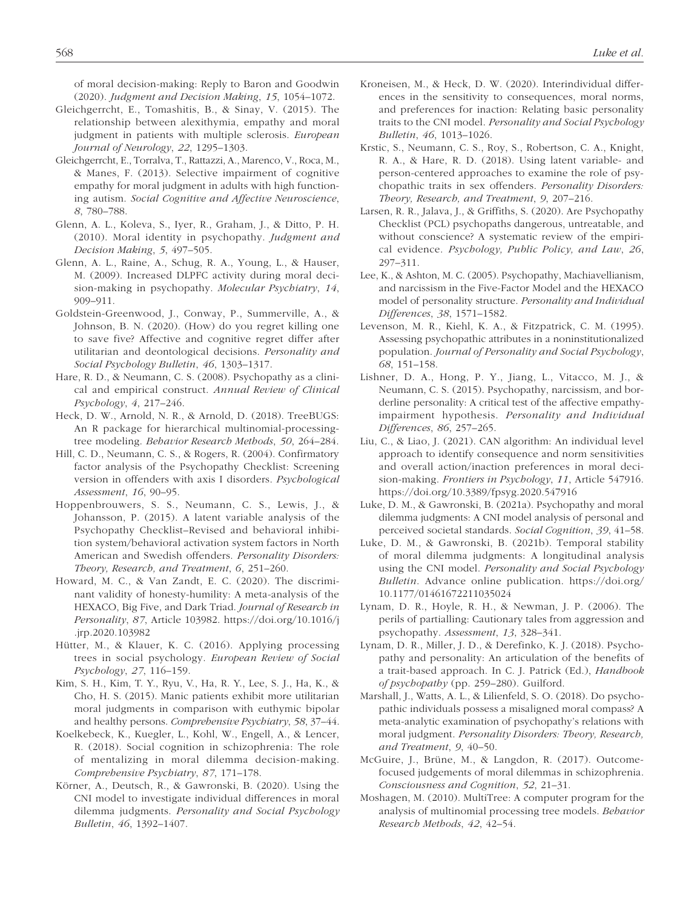of moral decision-making: Reply to Baron and Goodwin (2020). *Judgment and Decision Making*, *15*, 1054–1072.

Gleichgerrcht, E., Tomashitis, B., & Sinay, V. (2015). The relationship between alexithymia, empathy and moral judgment in patients with multiple sclerosis. *European Journal of Neurology*, *22*, 1295–1303.

Gleichgerrcht, E., Torralva, T., Rattazzi, A., Marenco, V., Roca, M., & Manes, F. (2013). Selective impairment of cognitive empathy for moral judgment in adults with high functioning autism. *Social Cognitive and Affective Neuroscience*, *8*, 780–788.

Glenn, A. L., Koleva, S., Iyer, R., Graham, J., & Ditto, P. H. (2010). Moral identity in psychopathy. *Judgment and Decision Making*, *5*, 497–505.

Glenn, A. L., Raine, A., Schug, R. A., Young, L., & Hauser, M. (2009). Increased DLPFC activity during moral decision-making in psychopathy. *Molecular Psychiatry*, *14*, 909–911.

Goldstein-Greenwood, J., Conway, P., Summerville, A., & Johnson, B. N. (2020). (How) do you regret killing one to save five? Affective and cognitive regret differ after utilitarian and deontological decisions. *Personality and Social Psychology Bulletin*, *46*, 1303–1317.

Hare, R. D., & Neumann, C. S. (2008). Psychopathy as a clinical and empirical construct. *Annual Review of Clinical Psychology*, *4*, 217–246.

Heck, D. W., Arnold, N. R., & Arnold, D. (2018). TreeBUGS: An R package for hierarchical multinomial-processing-tree modeling. *Behavior Research Methods*, *50*, 264–284.

Hill, C. D., Neumann, C. S., & Rogers, R. (2004). Confirmatory factor analysis of the Psychopathy Checklist: Screening version in offenders with axis I disorders. *Psychological Assessment*, *16*, 90–95.

Hoppenbrouwers, S. S., Neumann, C. S., Lewis, J., & Johansson, P. (2015). A latent variable analysis of the Psychopathy Checklist–Revised and behavioral inhibition system/behavioral activation system factors in North American and Swedish offenders. *Personality Disorders: Theory, Research, and Treatment*, *6*, 251–260.

Howard, M. C., & Van Zandt, E. C. (2020). The discriminant validity of honesty-humility: A meta-analysis of the HEXACO, Big Five, and Dark Triad. *Journal of Research in Personality*, *87*, Article 103982. https://doi.org/10.1016/j.jrp.2020.103982

Hütter, M., & Klauer, K. C. (2016). Applying processing trees in social psychology. *European Review of Social Psychology*, *27*, 116–159.

Kim, S. H., Kim, T. Y., Ryu, V., Ha, R. Y., Lee, S. J., Ha, K., & Cho, H. S. (2015). Manic patients exhibit more utilitarian moral judgments in comparison with euthymic bipolar and healthy persons. *Comprehensive Psychiatry*, *58*, 37–44.

Koelkebeck, K., Kuegler, L., Kohl, W., Engell, A., & Lencer, R. (2018). Social cognition in schizophrenia: The role of mentalizing in moral dilemma decision-making. *Comprehensive Psychiatry*, *87*, 171–178.

Körner, A., Deutsch, R., & Gawronski, B. (2020). Using the CNI model to investigate individual differences in moral dilemma judgments. *Personality and Social Psychology Bulletin*, *46*, 1392–1407.

Kroneisen, M., & Heck, D. W. (2020). Interindividual differences in the sensitivity to consequences, moral norms, and preferences for inaction: Relating basic personality traits to the CNI model. *Personality and Social Psychology Bulletin*, *46*, 1013–1026.

Krstic, S., Neumann, C. S., Roy, S., Robertson, C. A., Knight, R. A., & Hare, R. D. (2018). Using latent variable- and person-centered approaches to examine the role of psychopathic traits in sex offenders. *Personality Disorders: Theory, Research, and Treatment*, *9*, 207–216.

Larsen, R. R., Jalava, J., & Griffiths, S. (2020). Are Psychopathy Checklist (PCL) psychopaths dangerous, untreatable, and without conscience? A systematic review of the empirical evidence. *Psychology, Public Policy, and Law*, *26*, 297–311.

Lee, K., & Ashton, M. C. (2005). Psychopathy, Machiavellianism, and narcissism in the Five-Factor Model and the HEXACO model of personality structure. *Personality and Individual Differences*, *38*, 1571–1582.

Levenson, M. R., Kiehl, K. A., & Fitzpatrick, C. M. (1995). Assessing psychopathic attributes in a noninstitutionalized population. *Journal of Personality and Social Psychology*, *68*, 151–158.

Lishner, D. A., Hong, P. Y., Jiang, L., Vitacco, M. J., & Neumann, C. S. (2015). Psychopathy, narcissism, and borderline personality: A critical test of the affective empathy-impairment hypothesis. *Personality and Individual Differences*, *86*, 257–265.

Liu, C., & Liao, J. (2021). CAN algorithm: An individual level approach to identify consequence and norm sensitivities and overall action/inaction preferences in moral decision-making. *Frontiers in Psychology*, *11*, Article 547916. https://doi.org/10.3389/fpsyg.2020.547916

Luke, D. M., & Gawronski, B. (2021a). Psychopathy and moral dilemma judgments: A CNI model analysis of personal and perceived societal standards. *Social Cognition*, *39*, 41–58.

Luke, D. M., & Gawronski, B. (2021b). Temporal stability of moral dilemma judgments: A longitudinal analysis using the CNI model. *Personality and Social Psychology Bulletin*. Advance online publication. https://doi.org/10.1177/01461672211035024

Lynam, D. R., Hoyle, R. H., & Newman, J. P. (2006). The perils of partialling: Cautionary tales from aggression and psychopathy. *Assessment*, *13*, 328–341.

Lynam, D. R., Miller, J. D., & Derefinko, K. J. (2018). Psychopathy and personality: An articulation of the benefits of a trait-based approach. In C. J. Patrick (Ed.), *Handbook of psychopathy* (pp. 259–280). Guilford.

Marshall, J., Watts, A. L., & Lilienfeld, S. O. (2018). Do psychopathic individuals possess a misaligned moral compass? A meta-analytic examination of psychopathy's relations with moral judgment. *Personality Disorders: Theory, Research, and Treatment*, *9*, 40–50.

McGuire, J., Brüne, M., & Langdon, R. (2017). Outcome-focused judgements of moral dilemmas in schizophrenia. *Consciousness and Cognition*, *52*, 21–31.

Moshagen, M. (2010). MultiTree: A computer program for the analysis of multinomial processing tree models. *Behavior Research Methods*, *42*, 42–54.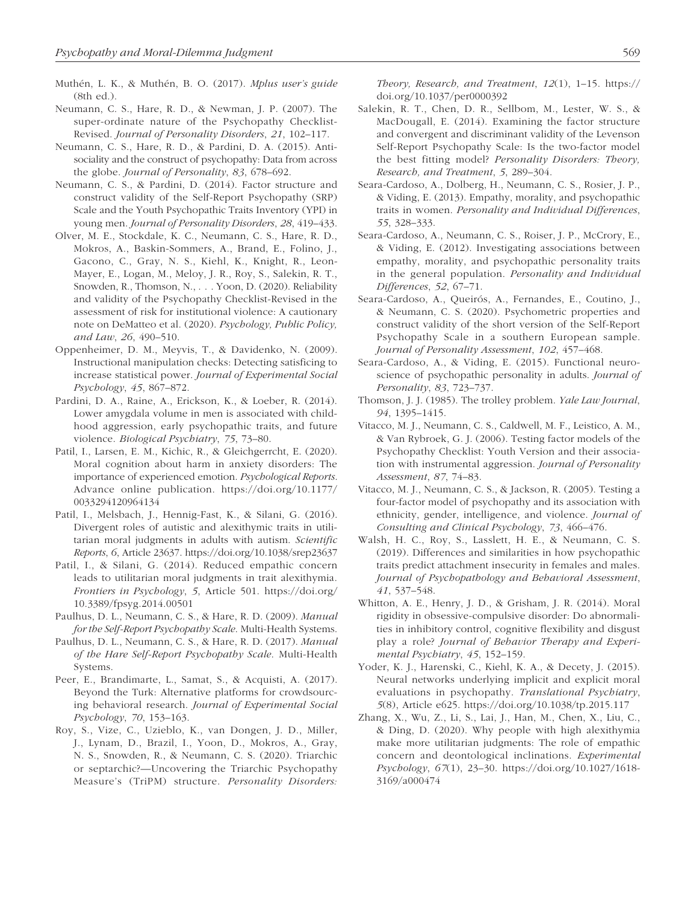Muthén, L. K., & Muthén, B. O. (2017). *Mplus user's guide* (8th ed.).

Neumann, C. S., Hare, R. D., & Newman, J. P. (2007). The super-ordinate nature of the Psychopathy Checklist-Revised. *Journal of Personality Disorders*, *21*, 102–117.

Neumann, C. S., Hare, R. D., & Pardini, D. A. (2015). Antisociality and the construct of psychopathy: Data from across the globe. *Journal of Personality*, *83*, 678–692.

Neumann, C. S., & Pardini, D. (2014). Factor structure and construct validity of the Self-Report Psychopathy (SRP) Scale and the Youth Psychopathic Traits Inventory (YPI) in young men. *Journal of Personality Disorders*, *28*, 419–433.

Olver, M. E., Stockdale, K. C., Neumann, C. S., Hare, R. D., Mokros, A., Baskin-Sommers, A., Brand, E., Folino, J., Gacono, C., Gray, N. S., Kiehl, K., Knight, R., Leon-Mayer, E., Logan, M., Meloy, J. R., Roy, S., Salekin, R. T., Snowden, R., Thomson, N., . . . Yoon, D. (2020). Reliability and validity of the Psychopathy Checklist-Revised in the assessment of risk for institutional violence: A cautionary note on DeMatteo et al. (2020). *Psychology, Public Policy, and Law*, *26*, 490–510.

Oppenheimer, D. M., Meyvis, T., & Davidenko, N. (2009). Instructional manipulation checks: Detecting satisficing to increase statistical power. *Journal of Experimental Social Psychology*, *45*, 867–872.

Pardini, D. A., Raine, A., Erickson, K., & Loeber, R. (2014). Lower amygdala volume in men is associated with childhood aggression, early psychopathic traits, and future violence. *Biological Psychiatry*, *75*, 73–80.

Patil, I., Larsen, E. M., Kichic, R., & Gleichgerrcht, E. (2020). Moral cognition about harm in anxiety disorders: The importance of experienced emotion. *Psychological Reports*. Advance online publication. https://doi.org/10.1177/0033294120964134

Patil, I., Melsbach, J., Hennig-Fast, K., & Silani, G. (2016). Divergent roles of autistic and alexithymic traits in utilitarian moral judgments in adults with autism. *Scientific Reports*, *6*, Article 23637. https://doi.org/10.1038/srep23637

Patil, I., & Silani, G. (2014). Reduced empathic concern leads to utilitarian moral judgments in trait alexithymia. *Frontiers in Psychology*, *5*, Article 501. https://doi.org/10.3389/fpsyg.2014.00501

Paulhus, D. L., Neumann, C. S., & Hare, R. D. (2009). *Manual for the Self-Report Psychopathy Scale*. Multi-Health Systems.

Paulhus, D. L., Neumann, C. S., & Hare, R. D. (2017). *Manual of the Hare Self-Report Psychopathy Scale*. Multi-Health Systems.

Peer, E., Brandimarte, L., Samat, S., & Acquisti, A. (2017). Beyond the Turk: Alternative platforms for crowdsourcing behavioral research. *Journal of Experimental Social Psychology*, *70*, 153–163.

Roy, S., Vize, C., Uzieblo, K., van Dongen, J. D., Miller, J., Lynam, D., Brazil, I., Yoon, D., Mokros, A., Gray, N. S., Snowden, R., & Neumann, C. S. (2020). Triarchic or septarchic?—Uncovering the Triarchic Psychopathy Measure's (TriPM) structure. *Personality Disorders: Theory, Research, and Treatment*, *12*(1), 1–15. https://doi.org/10.1037/per0000392

Salekin, R. T., Chen, D. R., Sellbom, M., Lester, W. S., & MacDougall, E. (2014). Examining the factor structure and convergent and discriminant validity of the Levenson Self-Report Psychopathy Scale: Is the two-factor model the best fitting model? *Personality Disorders: Theory, Research, and Treatment*, *5*, 289–304.

Seara-Cardoso, A., Dolberg, H., Neumann, C. S., Rosier, J. P., & Viding, E. (2013). Empathy, morality, and psychopathic traits in women. *Personality and Individual Differences*, *55*, 328–333.

Seara-Cardoso, A., Neumann, C. S., Roiser, J. P., McCrory, E., & Viding, E. (2012). Investigating associations between empathy, morality, and psychopathic personality traits in the general population. *Personality and Individual Differences*, *52*, 67–71.

Seara-Cardoso, A., Queirós, A., Fernandes, E., Coutino, J., & Neumann, C. S. (2020). Psychometric properties and construct validity of the short version of the Self-Report Psychopathy Scale in a southern European sample. *Journal of Personality Assessment*, *102*, 457–468.

Seara-Cardoso, A., & Viding, E. (2015). Functional neuroscience of psychopathic personality in adults. *Journal of Personality*, *83*, 723–737.

Thomson, J. J. (1985). The trolley problem. *Yale Law Journal*, *94*, 1395–1415.

Vitacco, M. J., Neumann, C. S., Caldwell, M. F., Leistico, A. M., & Van Rybroek, G. J. (2006). Testing factor models of the Psychopathy Checklist: Youth Version and their association with instrumental aggression. *Journal of Personality Assessment*, *87*, 74–83.

Vitacco, M. J., Neumann, C. S., & Jackson, R. (2005). Testing a four-factor model of psychopathy and its association with ethnicity, gender, intelligence, and violence. *Journal of Consulting and Clinical Psychology*, *73*, 466–476.

Walsh, H. C., Roy, S., Lasslett, H. E., & Neumann, C. S. (2019). Differences and similarities in how psychopathic traits predict attachment insecurity in females and males. *Journal of Psychopathology and Behavioral Assessment*, *41*, 537–548.

Whitton, A. E., Henry, J. D., & Grisham, J. R. (2014). Moral rigidity in obsessive-compulsive disorder: Do abnormalities in inhibitory control, cognitive flexibility and disgust play a role? *Journal of Behavior Therapy and Experimental Psychiatry*, *45*, 152–159.

Yoder, K. J., Harenski, C., Kiehl, K. A., & Decety, J. (2015). Neural networks underlying implicit and explicit moral evaluations in psychopathy. *Translational Psychiatry*, *5*(8), Article e625. https://doi.org/10.1038/tp.2015.117

Zhang, X., Wu, Z., Li, S., Lai, J., Han, M., Chen, X., Liu, C., & Ding, D. (2020). Why people with high alexithymia make more utilitarian judgments: The role of empathic concern and deontological inclinations. *Experimental Psychology*, *67*(1), 23–30. https://doi.org/10.1027/1618-3169/a000474